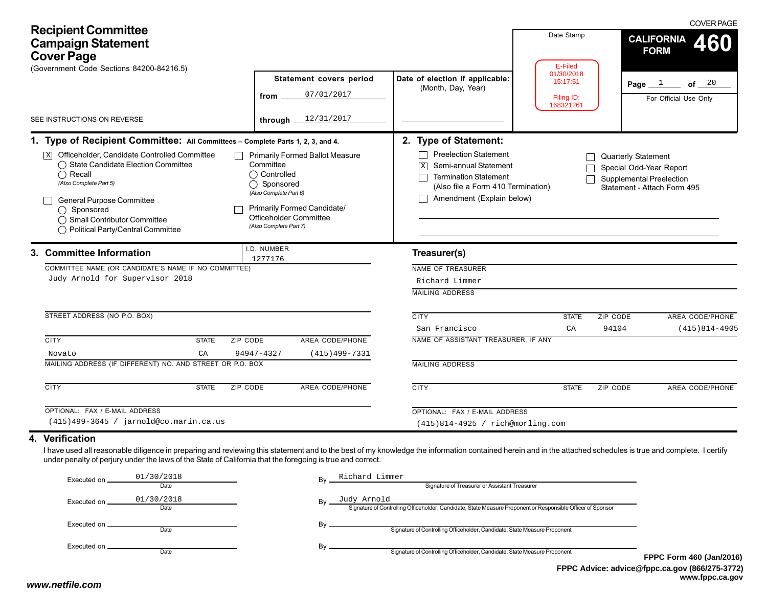# Recipient Committee Campaign Statement Cover Page

(Government Code Sections 84200-84216.5)

SEE INSTRUCTIONS ON REVERSE

**COVER PAGE**

**CALIFORNIA FORM 460**

Page 1 of 20

For Official Use Only

| Statement covers period | Date of election if applicable: (Month, Day, Year) | Date Stamp |
|---|---|---|
| from 07/01/2017 | | E-Filed 01/30/2018 15:17:51 |
| through 12/31/2017 | | Filing ID: 168321261 |

## 1. Type of Recipient Committee: All Committees – Complete Parts 1, 2, 3, and 4.

- [X] Officeholder, Candidate Controlled Committee
  - ◯ State Candidate Election Committee
  - ◯ Recall
  - *(Also Complete Part 5)*
- [ ] General Purpose Committee
  - ◯ Sponsored
  - ◯ Small Contributor Committee
  - ◯ Political Party/Central Committee
- [ ] Primarily Formed Ballot Measure Committee
  - ◯ Controlled
  - ◯ Sponsored
  - *(Also Complete Part 6)*
- [ ] Primarily Formed Candidate/ Officeholder Committee
  - *(Also Complete Part 7)*

## 2. Type of Statement:

- [ ] Preelection Statement
- [X] Semi-annual Statement
- [ ] Termination Statement (Also file a Form 410 Termination)
- [ ] Amendment (Explain below)
- [ ] Quarterly Statement
- [ ] Special Odd-Year Report
- [ ] Supplemental Preelection Statement - Attach Form 495

## 3. Committee Information

I.D. NUMBER: 1277176

COMMITTEE NAME (OR CANDIDATE'S NAME IF NO COMMITTEE): Judy Arnold for Supervisor 2018

STREET ADDRESS (NO P.O. BOX):

| CITY | STATE | ZIP CODE | AREA CODE/PHONE |
|---|---|---|---|
| Novato | CA | 94947-4327 | (415)499-7331 |

MAILING ADDRESS (IF DIFFERENT) NO. AND STREET OR P.O. BOX:

| CITY | STATE | ZIP CODE | AREA CODE/PHONE |
|---|---|---|---|
| | | | |

OPTIONAL: FAX / E-MAIL ADDRESS: (415)499-3645 / jarnold@co.marin.ca.us

### Treasurer(s)

NAME OF TREASURER: Richard Limmer

MAILING ADDRESS:

| CITY | STATE | ZIP CODE | AREA CODE/PHONE |
|---|---|---|---|
| San Francisco | CA | 94104 | (415)814-4905 |

NAME OF ASSISTANT TREASURER, IF ANY:

MAILING ADDRESS:

| CITY | STATE | ZIP CODE | AREA CODE/PHONE |
|---|---|---|---|
| | | | |

OPTIONAL: FAX / E-MAIL ADDRESS: (415)814-4925 / rich@morling.com

## 4. Verification

I have used all reasonable diligence in preparing and reviewing this statement and to the best of my knowledge the information contained herein and in the attached schedules is true and complete. I certify under penalty of perjury under the laws of the State of California that the foregoing is true and correct.

Executed on 01/30/2018 (Date) By Richard Limmer (Signature of Treasurer or Assistant Treasurer)

Executed on 01/30/2018 (Date) By Judy Arnold (Signature of Controlling Officeholder, Candidate, State Measure Proponent or Responsible Officer of Sponsor)

Executed on ________ (Date) By ________ (Signature of Controlling Officeholder, Candidate, State Measure Proponent)

Executed on ________ (Date) By ________ (Signature of Controlling Officeholder, Candidate, State Measure Proponent)

FPPC Form 460 (Jan/2016)
FPPC Advice: advice@fppc.ca.gov (866/275-3772)
www.fppc.ca.gov

www.netfile.com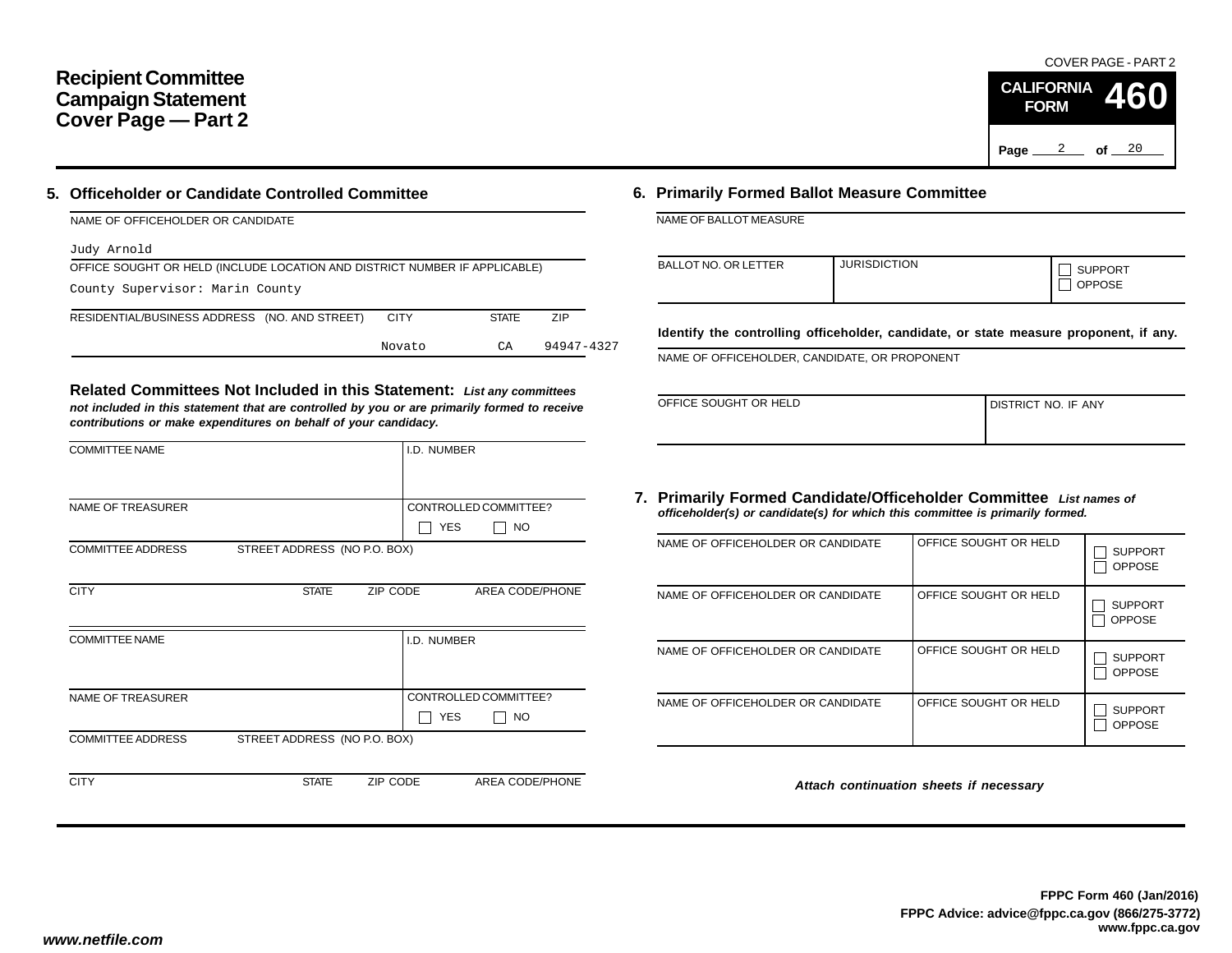# Recipient Committee Campaign Statement Cover Page — Part 2

COVER PAGE - PART 2

**CALIFORNIA FORM 460**

## 5. Officeholder or Candidate Controlled Committee

NAME OF OFFICEHOLDER OR CANDIDATE

Judy Arnold

OFFICE SOUGHT OR HELD (INCLUDE LOCATION AND DISTRICT NUMBER IF APPLICABLE)

County Supervisor: Marin County

| RESIDENTIAL/BUSINESS ADDRESS (NO. AND STREET) | CITY | STATE | ZIP |
|---|---|---|---|
| | Novato | CA | 94947-4327 |

### Related Committees Not Included in this Statement:

*List any committees not included in this statement that are controlled by you or are primarily formed to receive contributions or make expenditures on behalf of your candidacy.*

| COMMITTEE NAME | | | I.D. NUMBER |
|---|---|---|---|
| | | | |
| NAME OF TREASURER | | | CONTROLLED COMMITTEE? ☐ YES ☐ NO |
| COMMITTEE ADDRESS | STREET ADDRESS (NO P.O. BOX) | | |
| CITY | STATE | ZIP CODE | AREA CODE/PHONE |

| COMMITTEE NAME | | | I.D. NUMBER |
|---|---|---|---|
| | | | |
| NAME OF TREASURER | | | CONTROLLED COMMITTEE? ☐ YES ☐ NO |
| COMMITTEE ADDRESS | STREET ADDRESS (NO P.O. BOX) | | |
| CITY | STATE | ZIP CODE | AREA CODE/PHONE |

## 6. Primarily Formed Ballot Measure Committee

NAME OF BALLOT MEASURE

| BALLOT NO. OR LETTER | JURISDICTION | ☐ SUPPORT ☐ OPPOSE |
|---|---|---|
| | | |

**Identify the controlling officeholder, candidate, or state measure proponent, if any.**

NAME OF OFFICEHOLDER, CANDIDATE, OR PROPONENT

| OFFICE SOUGHT OR HELD | DISTRICT NO. IF ANY |
|---|---|
| | |

## 7. Primarily Formed Candidate/Officeholder Committee

*List names of officeholder(s) or candidate(s) for which this committee is primarily formed.*

| NAME OF OFFICEHOLDER OR CANDIDATE | OFFICE SOUGHT OR HELD | ☐ SUPPORT ☐ OPPOSE |
|---|---|---|
| NAME OF OFFICEHOLDER OR CANDIDATE | OFFICE SOUGHT OR HELD | ☐ SUPPORT ☐ OPPOSE |
| NAME OF OFFICEHOLDER OR CANDIDATE | OFFICE SOUGHT OR HELD | ☐ SUPPORT ☐ OPPOSE |
| NAME OF OFFICEHOLDER OR CANDIDATE | OFFICE SOUGHT OR HELD | ☐ SUPPORT ☐ OPPOSE |

*Attach continuation sheets if necessary*

**FPPC Form 460 (Jan/2016)**
**FPPC Advice: advice@fppc.ca.gov (866/275-3772)**
**www.fppc.ca.gov**

*www.netfile.com*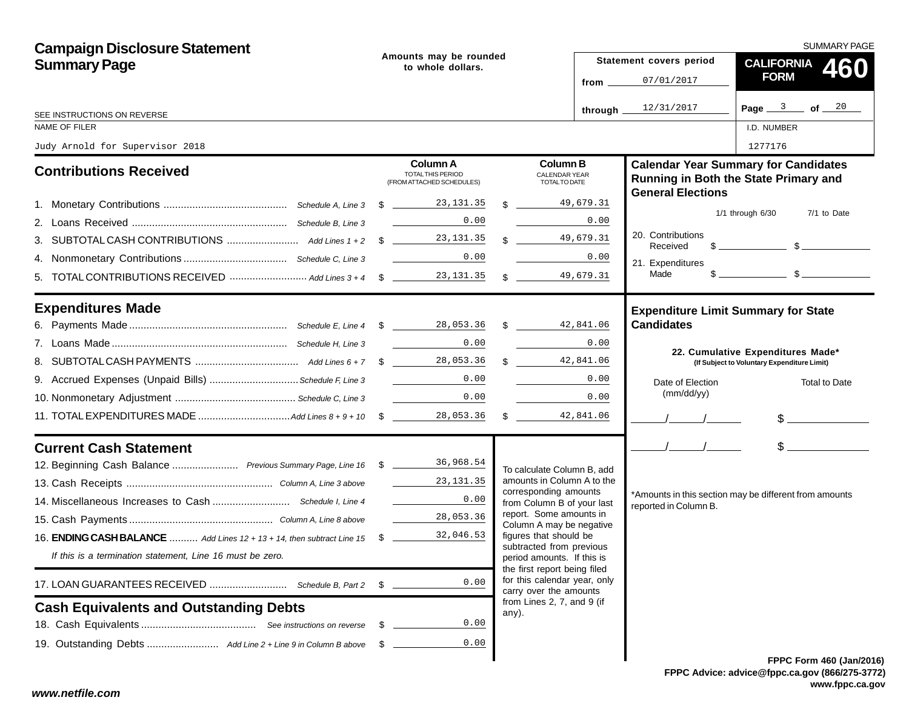# Campaign Disclosure Statement Summary Page

Amounts may be rounded to whole dollars.

SEE INSTRUCTIONS ON REVERSE

| Statement covers period | |
|---|---|
| from | 07/01/2017 |
| through | 12/31/2017 |

**CALIFORNIA FORM 460** — SUMMARY PAGE

NAME OF FILER: Judy Arnold for Supervisor 2018

I.D. NUMBER: 1277176

## Contributions Received

| | | Column A TOTAL THIS PERIOD (FROM ATTACHED SCHEDULES) | Column B CALENDAR YEAR TOTAL TO DATE |
|---|---|---|---|
| 1. Monetary Contributions | Schedule A, Line 3 | $ 23,131.35 | $ 49,679.31 |
| 2. Loans Received | Schedule B, Line 3 | 0.00 | 0.00 |
| 3. SUBTOTAL CASH CONTRIBUTIONS | Add Lines 1 + 2 | $ 23,131.35 | $ 49,679.31 |
| 4. Nonmonetary Contributions | Schedule C, Line 3 | 0.00 | 0.00 |
| 5. TOTAL CONTRIBUTIONS RECEIVED | Add Lines 3 + 4 | $ 23,131.35 | $ 49,679.31 |

## Expenditures Made

| | | Column A | Column B |
|---|---|---|---|
| 6. Payments Made | Schedule E, Line 4 | $ 28,053.36 | $ 42,841.06 |
| 7. Loans Made | Schedule H, Line 3 | 0.00 | 0.00 |
| 8. SUBTOTAL CASH PAYMENTS | Add Lines 6 + 7 | $ 28,053.36 | $ 42,841.06 |
| 9. Accrued Expenses (Unpaid Bills) | Schedule F, Line 3 | 0.00 | 0.00 |
| 10. Nonmonetary Adjustment | Schedule C, Line 3 | 0.00 | 0.00 |
| 11. TOTAL EXPENDITURES MADE | Add Lines 8 + 9 + 10 | $ 28,053.36 | $ 42,841.06 |

## Current Cash Statement

| | | |
|---|---|---|
| 12. Beginning Cash Balance | Previous Summary Page, Line 16 | $ 36,968.54 |
| 13. Cash Receipts | Column A, Line 3 above | 23,131.35 |
| 14. Miscellaneous Increases to Cash | Schedule I, Line 4 | 0.00 |
| 15. Cash Payments | Column A, Line 8 above | 28,053.36 |
| 16. **ENDING CASH BALANCE** | Add Lines 12 + 13 + 14, then subtract Line 15 | $ 32,046.53 |

*If this is a termination statement, Line 16 must be zero.*

| | | |
|---|---|---|
| 17. LOAN GUARANTEES RECEIVED | Schedule B, Part 2 | $ 0.00 |

To calculate Column B, add amounts in Column A to the corresponding amounts from Column B of your last report. Some amounts in Column A may be negative figures that should be subtracted from previous period amounts. If this is the first report being filed for this calendar year, only carry over the amounts from Lines 2, 7, and 9 (if any).

## Cash Equivalents and Outstanding Debts

| | | |
|---|---|---|
| 18. Cash Equivalents | See instructions on reverse | $ 0.00 |
| 19. Outstanding Debts | Add Line 2 + Line 9 in Column B above | $ 0.00 |

## Calendar Year Summary for Candidates Running in Both the State Primary and General Elections

| | 1/1 through 6/30 | 7/1 to Date |
|---|---|---|
| 20. Contributions Received | $ | $ |
| 21. Expenditures Made | $ | $ |

## Expenditure Limit Summary for State Candidates

**22. Cumulative Expenditures Made*** (If Subject to Voluntary Expenditure Limit)

| Date of Election (mm/dd/yy) | Total to Date |
|---|---|
| / / | $ |
| / / | $ |

*Amounts in this section may be different from amounts reported in Column B.

FPPC Form 460 (Jan/2016)
FPPC Advice: advice@fppc.ca.gov (866/275-3772)
www.fppc.ca.gov

www.netfile.com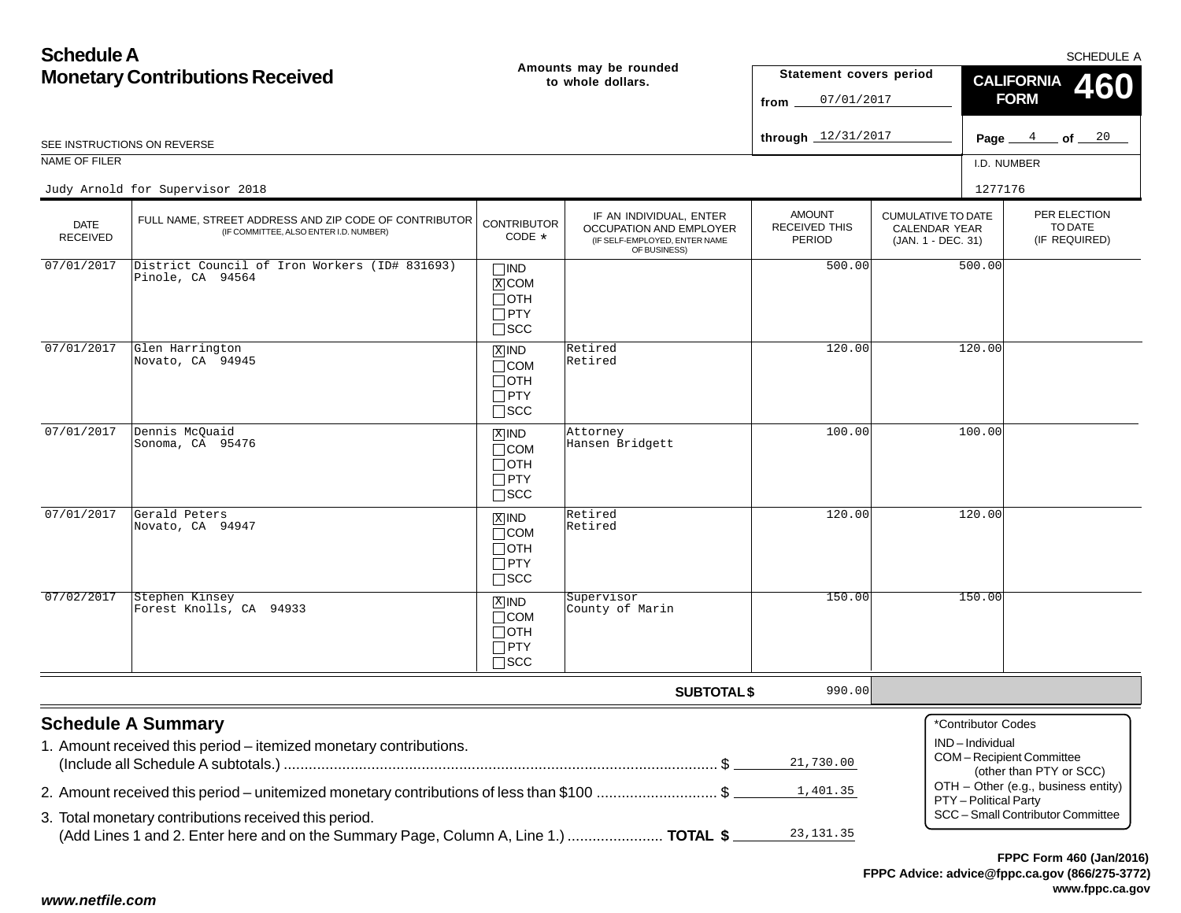# Schedule A
## Monetary Contributions Received

Amounts may be rounded to whole dollars.

SCHEDULE A

**CALIFORNIA FORM 460**

Statement covers period
from 07/01/2017
through 12/31/2017

SEE INSTRUCTIONS ON REVERSE

NAME OF FILER: Judy Arnold for Supervisor 2018

I.D. NUMBER: 1277176

| DATE RECEIVED | FULL NAME, STREET ADDRESS AND ZIP CODE OF CONTRIBUTOR (IF COMMITTEE, ALSO ENTER I.D. NUMBER) | CONTRIBUTOR CODE * | IF AN INDIVIDUAL, ENTER OCCUPATION AND EMPLOYER (IF SELF-EMPLOYED, ENTER NAME OF BUSINESS) | AMOUNT RECEIVED THIS PERIOD | CUMULATIVE TO DATE CALENDAR YEAR (JAN. 1 - DEC. 31) | PER ELECTION TO DATE (IF REQUIRED) |
|---|---|---|---|---|---|---|
| 07/01/2017 | District Council of Iron Workers (ID# 831693) Pinole, CA 94564 | [ ] IND [X] COM [ ] OTH [ ] PTY [ ] SCC | | 500.00 | 500.00 | |
| 07/01/2017 | Glen Harrington Novato, CA 94945 | [X] IND [ ] COM [ ] OTH [ ] PTY [ ] SCC | Retired Retired | 120.00 | 120.00 | |
| 07/01/2017 | Dennis McQuaid Sonoma, CA 95476 | [X] IND [ ] COM [ ] OTH [ ] PTY [ ] SCC | Attorney Hansen Bridgett | 100.00 | 100.00 | |
| 07/01/2017 | Gerald Peters Novato, CA 94947 | [X] IND [ ] COM [ ] OTH [ ] PTY [ ] SCC | Retired Retired | 120.00 | 120.00 | |
| 07/02/2017 | Stephen Kinsey Forest Knolls, CA 94933 | [X] IND [ ] COM [ ] OTH [ ] PTY [ ] SCC | Supervisor County of Marin | 150.00 | 150.00 | |
| | | | **SUBTOTAL $** | 990.00 | | |

## Schedule A Summary

1. Amount received this period – itemized monetary contributions. (Include all Schedule A subtotals.) ........ $ 21,730.00
2. Amount received this period – unitemized monetary contributions of less than $100 ........ $ 1,401.35
3. Total monetary contributions received this period. (Add Lines 1 and 2. Enter here and on the Summary Page, Column A, Line 1.) ........ **TOTAL $** 23,131.35

*Contributor Codes
- IND – Individual
- COM – Recipient Committee (other than PTY or SCC)
- OTH – Other (e.g., business entity)
- PTY – Political Party
- SCC – Small Contributor Committee

**FPPC Form 460 (Jan/2016)**
**FPPC Advice: advice@fppc.ca.gov (866/275-3772)**
**www.fppc.ca.gov**

***www.netfile.com***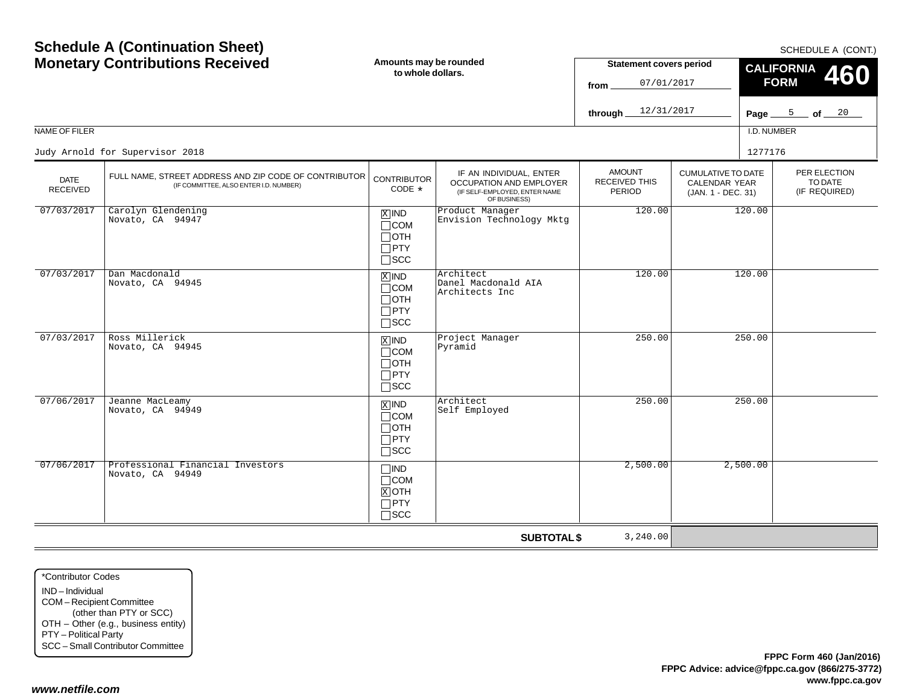# Schedule A (Continuation Sheet)
## Monetary Contributions Received

SCHEDULE A (CONT.)

**Amounts may be rounded to whole dollars.**

**Statement covers period**
from 07/01/2017
through 12/31/2017

**CALIFORNIA FORM 460**

Page 5 of 20

NAME OF FILER: Judy Arnold for Supervisor 2018

I.D. NUMBER: 1277176

| DATE RECEIVED | FULL NAME, STREET ADDRESS AND ZIP CODE OF CONTRIBUTOR (IF COMMITTEE, ALSO ENTER I.D. NUMBER) | CONTRIBUTOR CODE * | IF AN INDIVIDUAL, ENTER OCCUPATION AND EMPLOYER (IF SELF-EMPLOYED, ENTER NAME OF BUSINESS) | AMOUNT RECEIVED THIS PERIOD | CUMULATIVE TO DATE CALENDAR YEAR (JAN. 1 - DEC. 31) | PER ELECTION TO DATE (IF REQUIRED) |
|---|---|---|---|---|---|---|
| 07/03/2017 | Carolyn Glendening<br>Novato, CA 94947 | [X] IND<br>[ ] COM<br>[ ] OTH<br>[ ] PTY<br>[ ] SCC | Product Manager<br>Envision Technology Mktg | 120.00 | 120.00 | |
| 07/03/2017 | Dan Macdonald<br>Novato, CA 94945 | [X] IND<br>[ ] COM<br>[ ] OTH<br>[ ] PTY<br>[ ] SCC | Architect<br>Danel Macdonald AIA Architects Inc | 120.00 | 120.00 | |
| 07/03/2017 | Ross Millerick<br>Novato, CA 94945 | [X] IND<br>[ ] COM<br>[ ] OTH<br>[ ] PTY<br>[ ] SCC | Project Manager<br>Pyramid | 250.00 | 250.00 | |
| 07/06/2017 | Jeanne MacLeamy<br>Novato, CA 94949 | [X] IND<br>[ ] COM<br>[ ] OTH<br>[ ] PTY<br>[ ] SCC | Architect<br>Self Employed | 250.00 | 250.00 | |
| 07/06/2017 | Professional Financial Investors<br>Novato, CA 94949 | [ ] IND<br>[ ] COM<br>[X] OTH<br>[ ] PTY<br>[ ] SCC | | 2,500.00 | 2,500.00 | |
| | | | **SUBTOTAL $** | 3,240.00 | | |

*Contributor Codes
- IND – Individual
- COM – Recipient Committee (other than PTY or SCC)
- OTH – Other (e.g., business entity)
- PTY – Political Party
- SCC – Small Contributor Committee

**FPPC Form 460 (Jan/2016)**
**FPPC Advice: advice@fppc.ca.gov (866/275-3772)**
**www.fppc.ca.gov**

***www.netfile.com***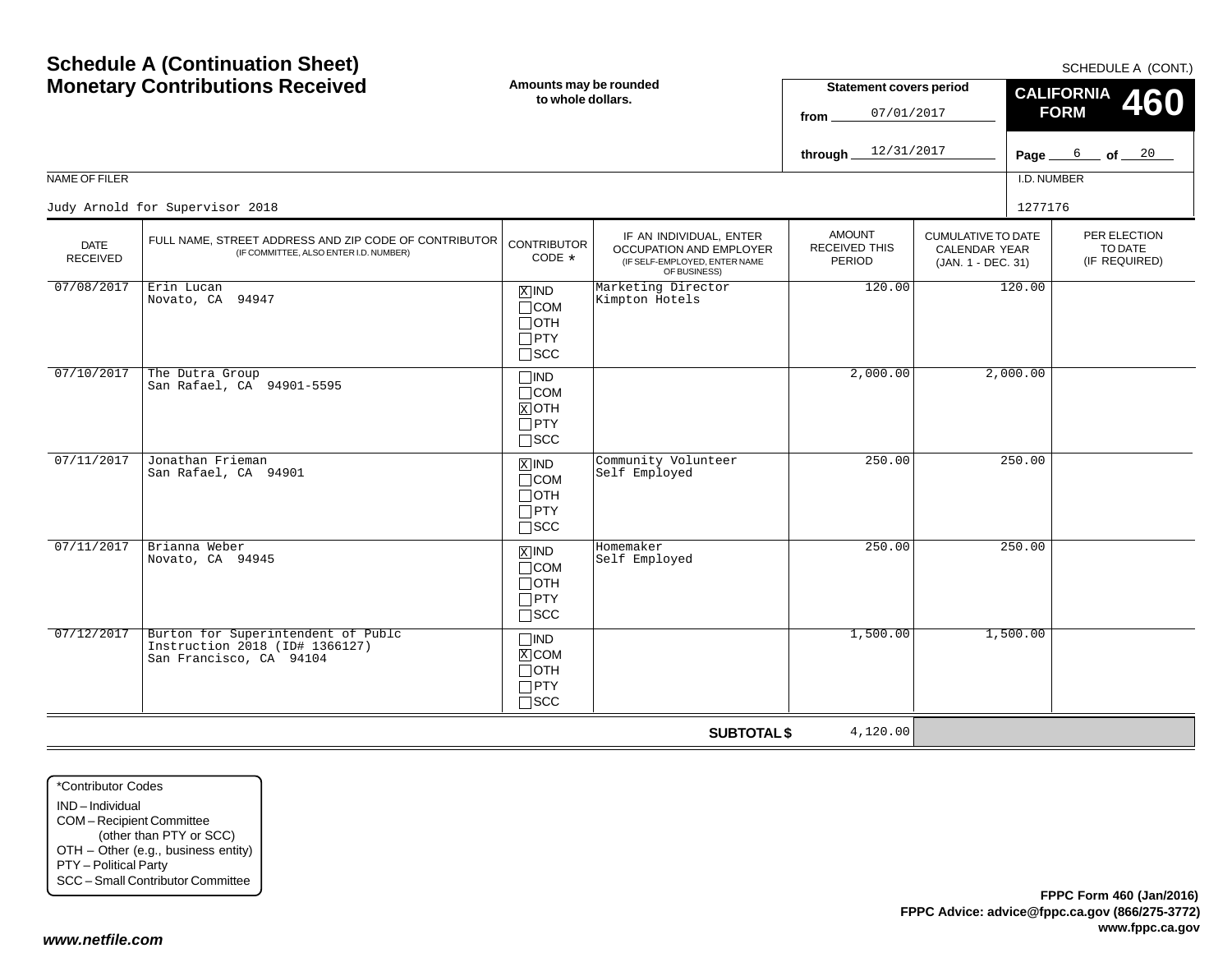# Schedule A (Continuation Sheet)
## Monetary Contributions Received

SCHEDULE A (CONT.)

**Amounts may be rounded to whole dollars.**

**Statement covers period**
from 07/01/2017
through 12/31/2017

**CALIFORNIA FORM 460**

Page 6 of 20

NAME OF FILER: Judy Arnold for Supervisor 2018

I.D. NUMBER: 1277176

| DATE RECEIVED | FULL NAME, STREET ADDRESS AND ZIP CODE OF CONTRIBUTOR (IF COMMITTEE, ALSO ENTER I.D. NUMBER) | CONTRIBUTOR CODE * | IF AN INDIVIDUAL, ENTER OCCUPATION AND EMPLOYER (IF SELF-EMPLOYED, ENTER NAME OF BUSINESS) | AMOUNT RECEIVED THIS PERIOD | CUMULATIVE TO DATE CALENDAR YEAR (JAN. 1 - DEC. 31) | PER ELECTION TO DATE (IF REQUIRED) |
|---|---|---|---|---|---|---|
| 07/08/2017 | Erin Lucan<br>Novato, CA 94947 | [X] IND<br>[ ] COM<br>[ ] OTH<br>[ ] PTY<br>[ ] SCC | Marketing Director<br>Kimpton Hotels | 120.00 | 120.00 | |
| 07/10/2017 | The Dutra Group<br>San Rafael, CA 94901-5595 | [ ] IND<br>[ ] COM<br>[X] OTH<br>[ ] PTY<br>[ ] SCC | | 2,000.00 | 2,000.00 | |
| 07/11/2017 | Jonathan Frieman<br>San Rafael, CA 94901 | [X] IND<br>[ ] COM<br>[ ] OTH<br>[ ] PTY<br>[ ] SCC | Community Volunteer<br>Self Employed | 250.00 | 250.00 | |
| 07/11/2017 | Brianna Weber<br>Novato, CA 94945 | [X] IND<br>[ ] COM<br>[ ] OTH<br>[ ] PTY<br>[ ] SCC | Homemaker<br>Self Employed | 250.00 | 250.00 | |
| 07/12/2017 | Burton for Superintendent of Publc Instruction 2018 (ID# 1366127)<br>San Francisco, CA 94104 | [ ] IND<br>[X] COM<br>[ ] OTH<br>[ ] PTY<br>[ ] SCC | | 1,500.00 | 1,500.00 | |
| | | | **SUBTOTAL $** | 4,120.00 | | |

*Contributor Codes
- IND – Individual
- COM – Recipient Committee (other than PTY or SCC)
- OTH – Other (e.g., business entity)
- PTY – Political Party
- SCC – Small Contributor Committee

**FPPC Form 460 (Jan/2016)**
**FPPC Advice: advice@fppc.ca.gov (866/275-3772)**
**www.fppc.ca.gov**

***www.netfile.com***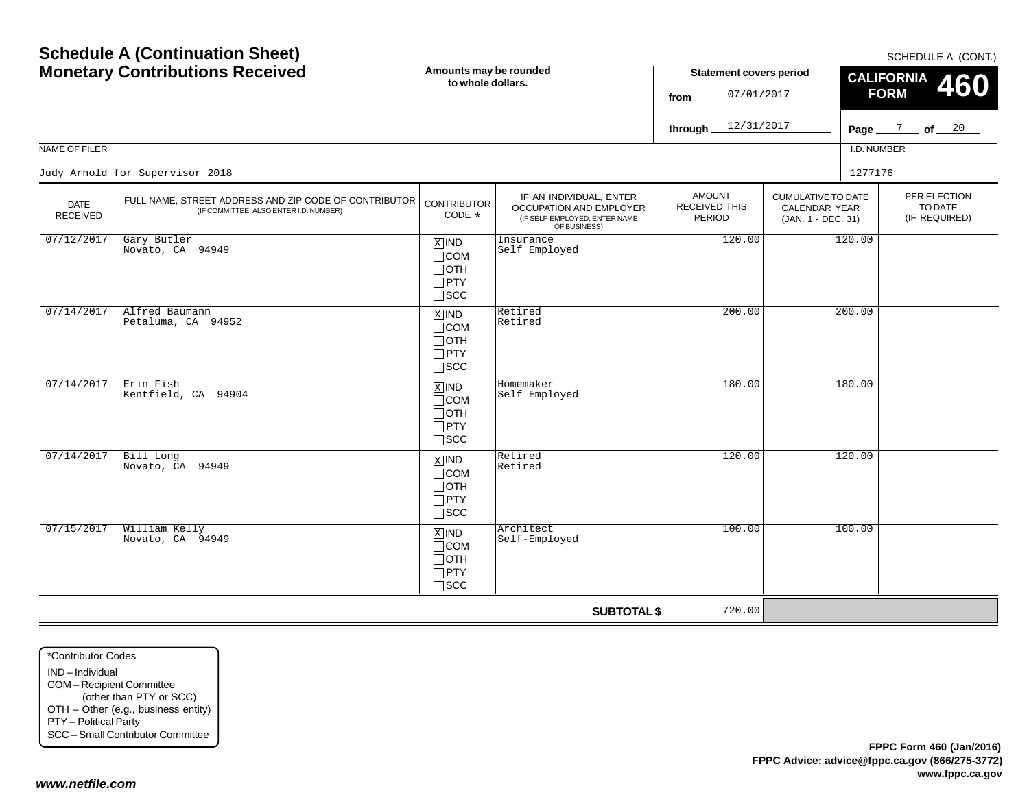# Schedule A (Continuation Sheet)
# Monetary Contributions Received

SCHEDULE A (CONT.)

**Amounts may be rounded to whole dollars.**

**Statement covers period**
from 07/01/2017
through 12/31/2017

**CALIFORNIA FORM 460**

NAME OF FILER: Judy Arnold for Supervisor 2018

I.D. NUMBER: 1277176

| DATE RECEIVED | FULL NAME, STREET ADDRESS AND ZIP CODE OF CONTRIBUTOR (IF COMMITTEE, ALSO ENTER I.D. NUMBER) | CONTRIBUTOR CODE * | IF AN INDIVIDUAL, ENTER OCCUPATION AND EMPLOYER (IF SELF-EMPLOYED, ENTER NAME OF BUSINESS) | AMOUNT RECEIVED THIS PERIOD | CUMULATIVE TO DATE CALENDAR YEAR (JAN. 1 - DEC. 31) | PER ELECTION TO DATE (IF REQUIRED) |
|---|---|---|---|---|---|---|
| 07/12/2017 | Gary Butler<br>Novato, CA 94949 | [X] IND<br>[ ] COM<br>[ ] OTH<br>[ ] PTY<br>[ ] SCC | Insurance<br>Self Employed | 120.00 | 120.00 | |
| 07/14/2017 | Alfred Baumann<br>Petaluma, CA 94952 | [X] IND<br>[ ] COM<br>[ ] OTH<br>[ ] PTY<br>[ ] SCC | Retired<br>Retired | 200.00 | 200.00 | |
| 07/14/2017 | Erin Fish<br>Kentfield, CA 94904 | [X] IND<br>[ ] COM<br>[ ] OTH<br>[ ] PTY<br>[ ] SCC | Homemaker<br>Self Employed | 180.00 | 180.00 | |
| 07/14/2017 | Bill Long<br>Novato, CA 94949 | [X] IND<br>[ ] COM<br>[ ] OTH<br>[ ] PTY<br>[ ] SCC | Retired<br>Retired | 120.00 | 120.00 | |
| 07/15/2017 | William Kelly<br>Novato, CA 94949 | [X] IND<br>[ ] COM<br>[ ] OTH<br>[ ] PTY<br>[ ] SCC | Architect<br>Self-Employed | 100.00 | 100.00 | |
| | | | **SUBTOTAL $** | 720.00 | | |

*Contributor Codes
- IND – Individual
- COM – Recipient Committee (other than PTY or SCC)
- OTH – Other (e.g., business entity)
- PTY – Political Party
- SCC – Small Contributor Committee

**FPPC Form 460 (Jan/2016)**
**FPPC Advice: advice@fppc.ca.gov (866/275-3772)**
**www.fppc.ca.gov**

***www.netfile.com***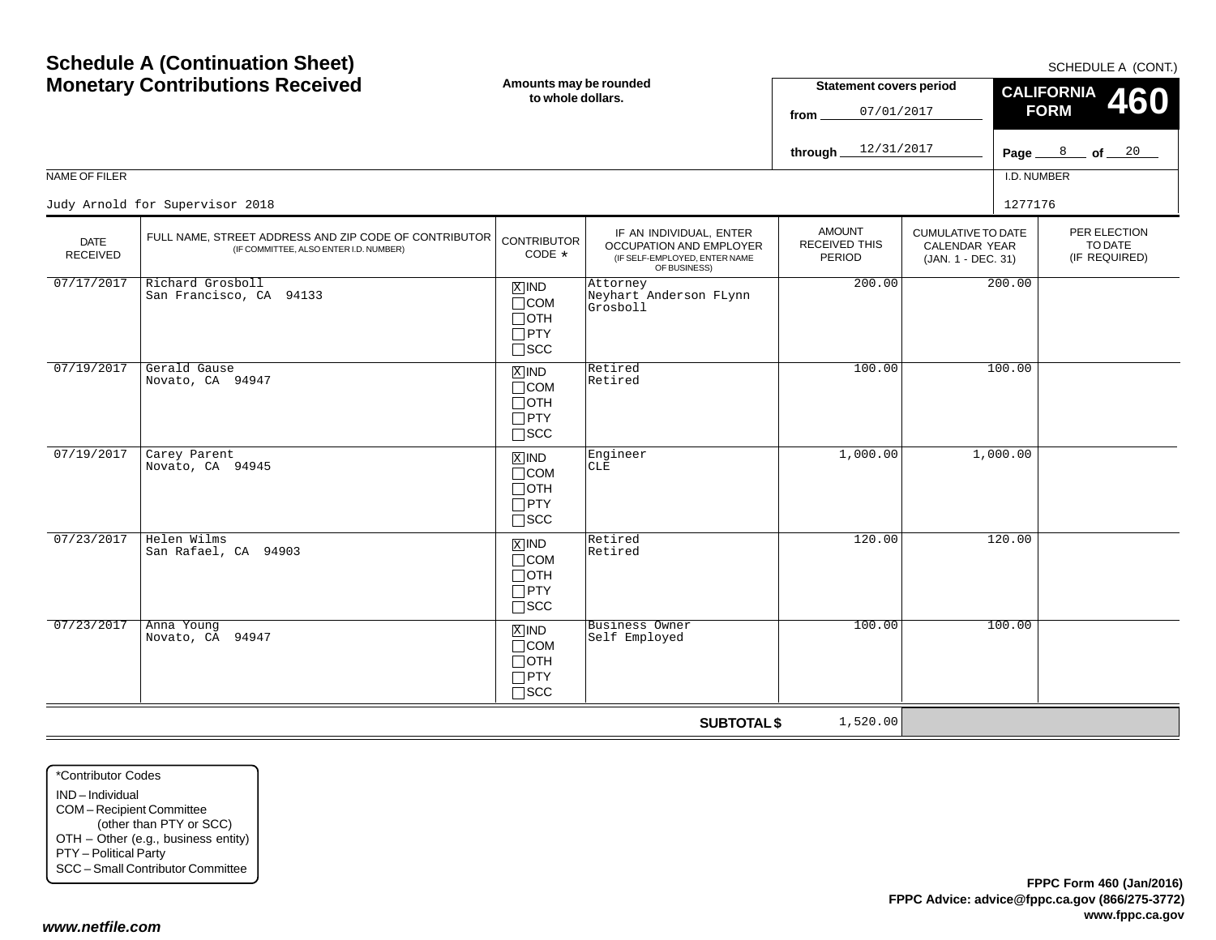# Schedule A (Continuation Sheet)
# Monetary Contributions Received

**Amounts may be rounded to whole dollars.**

SCHEDULE A (CONT.)

**CALIFORNIA FORM 460**

**Statement covers period**

from 07/01/2017

through 12/31/2017

NAME OF FILER: Judy Arnold for Supervisor 2018

I.D. NUMBER: 1277176

| DATE RECEIVED | FULL NAME, STREET ADDRESS AND ZIP CODE OF CONTRIBUTOR (IF COMMITTEE, ALSO ENTER I.D. NUMBER) | CONTRIBUTOR CODE * | IF AN INDIVIDUAL, ENTER OCCUPATION AND EMPLOYER (IF SELF-EMPLOYED, ENTER NAME OF BUSINESS) | AMOUNT RECEIVED THIS PERIOD | CUMULATIVE TO DATE CALENDAR YEAR (JAN. 1 - DEC. 31) | PER ELECTION TO DATE (IF REQUIRED) |
|---|---|---|---|---|---|---|
| 07/17/2017 | Richard Grosboll<br>San Francisco, CA 94133 | [X] IND<br>[ ] COM<br>[ ] OTH<br>[ ] PTY<br>[ ] SCC | Attorney<br>Neyhart Anderson FLynn Grosboll | 200.00 | 200.00 | |
| 07/19/2017 | Gerald Gause<br>Novato, CA 94947 | [X] IND<br>[ ] COM<br>[ ] OTH<br>[ ] PTY<br>[ ] SCC | Retired<br>Retired | 100.00 | 100.00 | |
| 07/19/2017 | Carey Parent<br>Novato, CA 94945 | [X] IND<br>[ ] COM<br>[ ] OTH<br>[ ] PTY<br>[ ] SCC | Engineer<br>CLE | 1,000.00 | 1,000.00 | |
| 07/23/2017 | Helen Wilms<br>San Rafael, CA 94903 | [X] IND<br>[ ] COM<br>[ ] OTH<br>[ ] PTY<br>[ ] SCC | Retired<br>Retired | 120.00 | 120.00 | |
| 07/23/2017 | Anna Young<br>Novato, CA 94947 | [X] IND<br>[ ] COM<br>[ ] OTH<br>[ ] PTY<br>[ ] SCC | Business Owner<br>Self Employed | 100.00 | 100.00 | |
| | | | **SUBTOTAL $** | 1,520.00 | | |

*Contributor Codes
- IND – Individual
- COM – Recipient Committee (other than PTY or SCC)
- OTH – Other (e.g., business entity)
- PTY – Political Party
- SCC – Small Contributor Committee

**FPPC Form 460 (Jan/2016)**
**FPPC Advice: advice@fppc.ca.gov (866/275-3772)**
**www.fppc.ca.gov**

***www.netfile.com***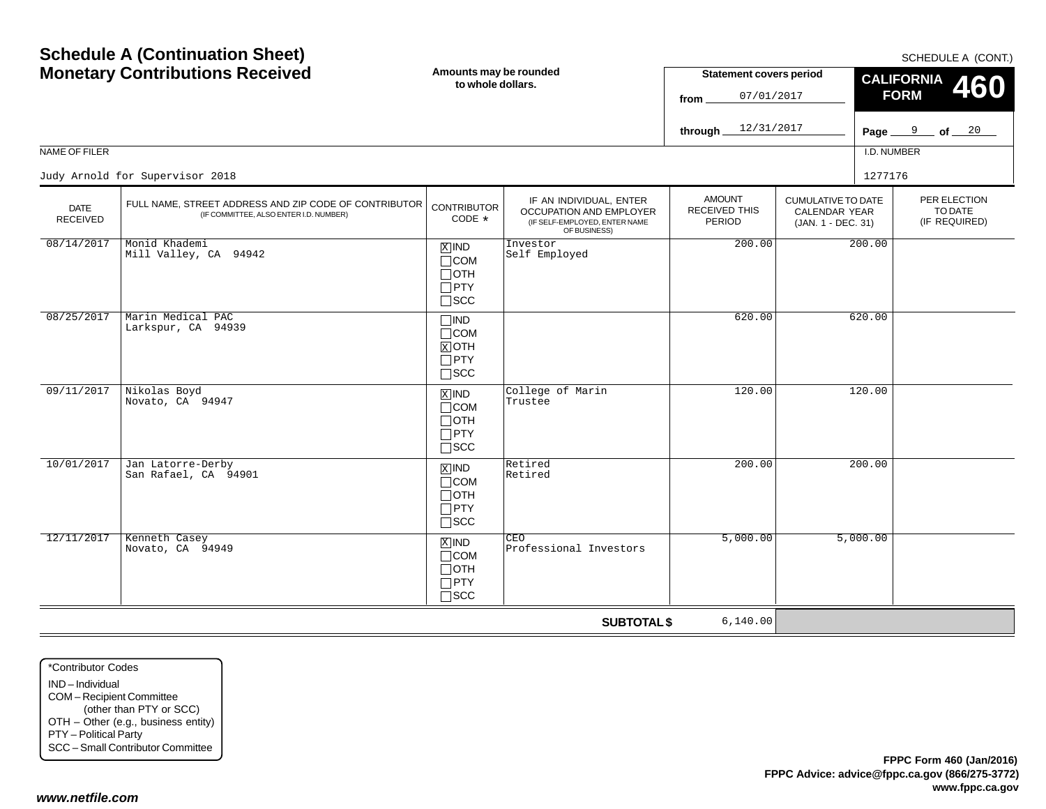# Schedule A (Continuation Sheet)
# Monetary Contributions Received

SCHEDULE A (CONT.)

**Amounts may be rounded to whole dollars.**

**Statement covers period**
from 07/01/2017
through 12/31/2017

**CALIFORNIA FORM 460**

Page 9 of 20

NAME OF FILER: Judy Arnold for Supervisor 2018

I.D. NUMBER: 1277176

| DATE RECEIVED | FULL NAME, STREET ADDRESS AND ZIP CODE OF CONTRIBUTOR (IF COMMITTEE, ALSO ENTER I.D. NUMBER) | CONTRIBUTOR CODE * | IF AN INDIVIDUAL, ENTER OCCUPATION AND EMPLOYER (IF SELF-EMPLOYED, ENTER NAME OF BUSINESS) | AMOUNT RECEIVED THIS PERIOD | CUMULATIVE TO DATE CALENDAR YEAR (JAN. 1 - DEC. 31) | PER ELECTION TO DATE (IF REQUIRED) |
|---|---|---|---|---|---|---|
| 08/14/2017 | Monid Khademi<br>Mill Valley, CA 94942 | [X] IND [ ] COM [ ] OTH [ ] PTY [ ] SCC | Investor<br>Self Employed | 200.00 | 200.00 | |
| 08/25/2017 | Marin Medical PAC<br>Larkspur, CA 94939 | [ ] IND [ ] COM [X] OTH [ ] PTY [ ] SCC | | 620.00 | 620.00 | |
| 09/11/2017 | Nikolas Boyd<br>Novato, CA 94947 | [X] IND [ ] COM [ ] OTH [ ] PTY [ ] SCC | College of Marin<br>Trustee | 120.00 | 120.00 | |
| 10/01/2017 | Jan Latorre-Derby<br>San Rafael, CA 94901 | [X] IND [ ] COM [ ] OTH [ ] PTY [ ] SCC | Retired<br>Retired | 200.00 | 200.00 | |
| 12/11/2017 | Kenneth Casey<br>Novato, CA 94949 | [X] IND [ ] COM [ ] OTH [ ] PTY [ ] SCC | CEO<br>Professional Investors | 5,000.00 | 5,000.00 | |
| | | | **SUBTOTAL $** | 6,140.00 | | |

*Contributor Codes
- IND – Individual
- COM – Recipient Committee (other than PTY or SCC)
- OTH – Other (e.g., business entity)
- PTY – Political Party
- SCC – Small Contributor Committee

**FPPC Form 460 (Jan/2016)**
**FPPC Advice: advice@fppc.ca.gov (866/275-3772)**
**www.fppc.ca.gov**

*www.netfile.com*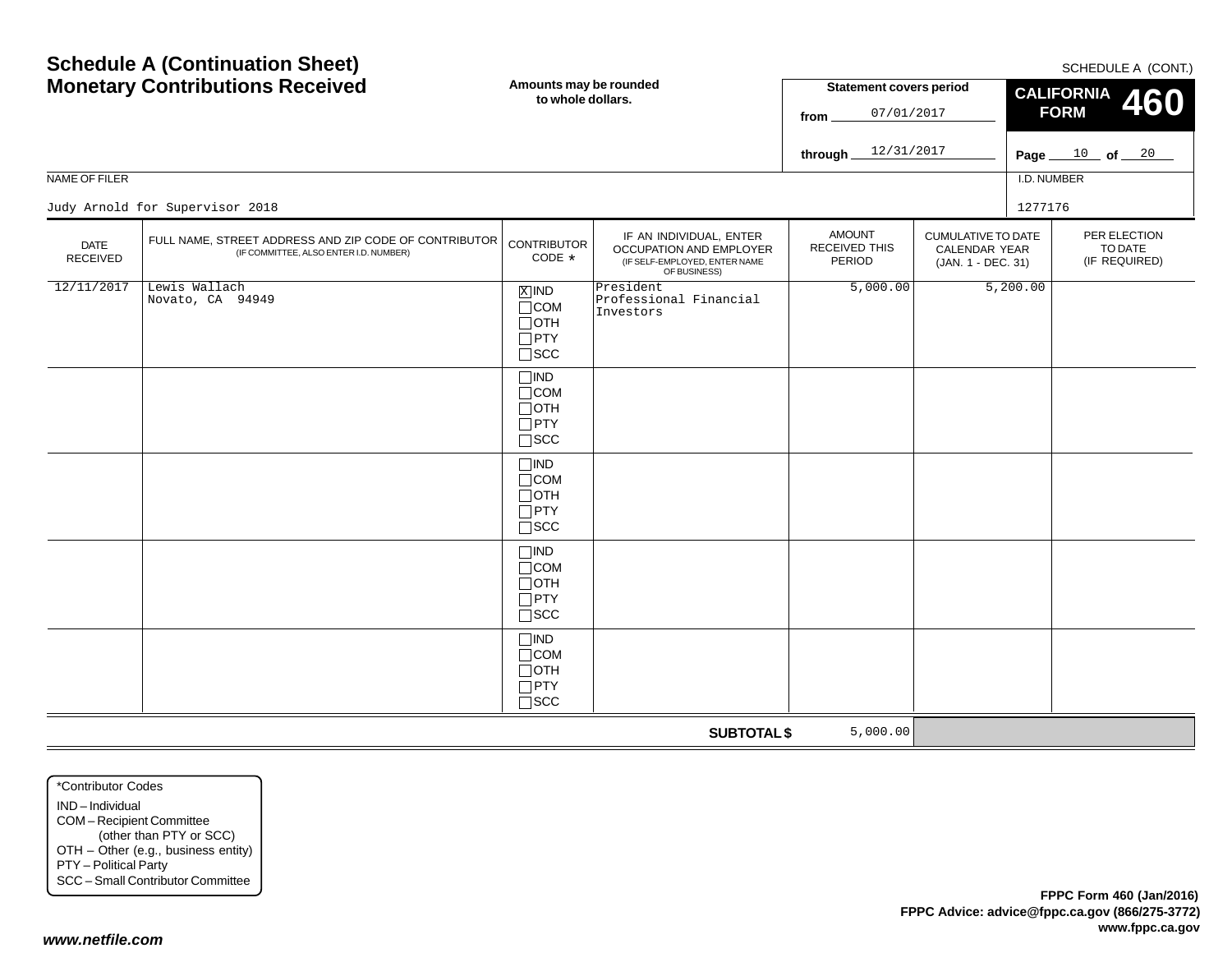# Schedule A (Continuation Sheet)
# Monetary Contributions Received

SCHEDULE A (CONT.)

**Amounts may be rounded to whole dollars.**

**Statement covers period**

from 07/01/2017

through 12/31/2017

**CALIFORNIA FORM 460**

Page 10 of 20

NAME OF FILER: Judy Arnold for Supervisor 2018

I.D. NUMBER: 1277176

| DATE RECEIVED | FULL NAME, STREET ADDRESS AND ZIP CODE OF CONTRIBUTOR (IF COMMITTEE, ALSO ENTER I.D. NUMBER) | CONTRIBUTOR CODE * | IF AN INDIVIDUAL, ENTER OCCUPATION AND EMPLOYER (IF SELF-EMPLOYED, ENTER NAME OF BUSINESS) | AMOUNT RECEIVED THIS PERIOD | CUMULATIVE TO DATE CALENDAR YEAR (JAN. 1 - DEC. 31) | PER ELECTION TO DATE (IF REQUIRED) |
|---|---|---|---|---|---|---|
| 12/11/2017 | Lewis Wallach<br>Novato, CA 94949 | [X] IND<br>[ ] COM<br>[ ] OTH<br>[ ] PTY<br>[ ] SCC | President<br>Professional Financial Investors | 5,000.00 | 5,200.00 | |
| | | [ ] IND<br>[ ] COM<br>[ ] OTH<br>[ ] PTY<br>[ ] SCC | | | | |
| | | [ ] IND<br>[ ] COM<br>[ ] OTH<br>[ ] PTY<br>[ ] SCC | | | | |
| | | [ ] IND<br>[ ] COM<br>[ ] OTH<br>[ ] PTY<br>[ ] SCC | | | | |
| | | [ ] IND<br>[ ] COM<br>[ ] OTH<br>[ ] PTY<br>[ ] SCC | | | | |
| | | | **SUBTOTAL $** | 5,000.00 | | |

*Contributor Codes
- IND – Individual
- COM – Recipient Committee (other than PTY or SCC)
- OTH – Other (e.g., business entity)
- PTY – Political Party
- SCC – Small Contributor Committee

**FPPC Form 460 (Jan/2016)**
**FPPC Advice: advice@fppc.ca.gov (866/275-3772)**
**www.fppc.ca.gov**

***www.netfile.com***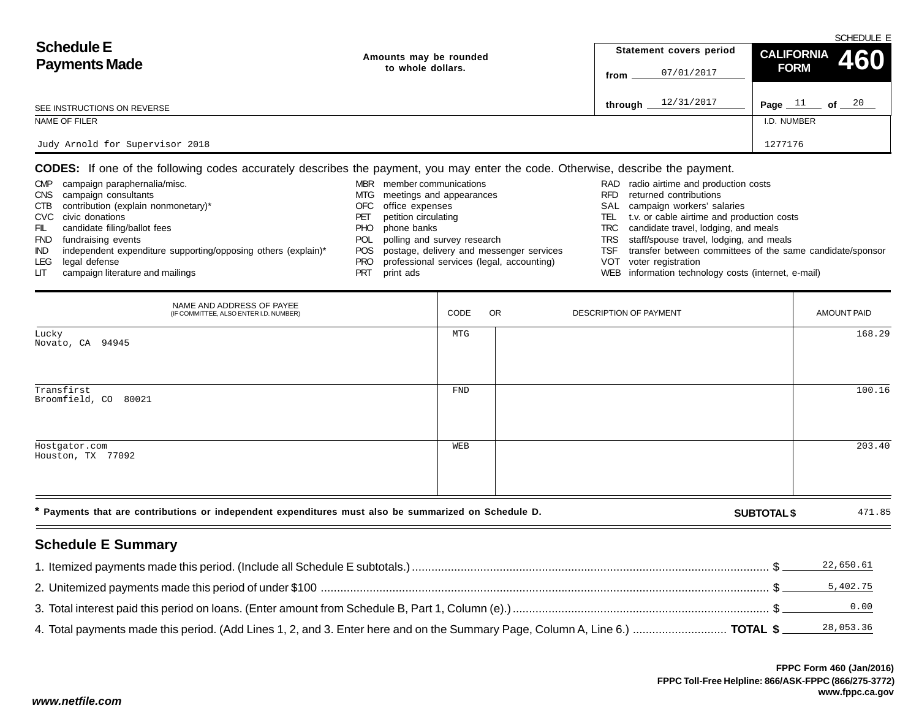# Schedule E
# Payments Made

SEE INSTRUCTIONS ON REVERSE

Amounts may be rounded to whole dollars.

Statement covers period from 07/01/2017 through 12/31/2017

SCHEDULE E — CALIFORNIA FORM 460

Page 11 of 20

NAME OF FILER: Judy Arnold for Supervisor 2018

I.D. NUMBER: 1277176

**CODES:** If one of the following codes accurately describes the payment, you may enter the code. Otherwise, describe the payment.

| | | | | | |
|---|---|---|---|---|---|
| CMP | campaign paraphernalia/misc. | MBR | member communications | RAD | radio airtime and production costs |
| CNS | campaign consultants | MTG | meetings and appearances | RFD | returned contributions |
| CTB | contribution (explain nonmonetary)* | OFC | office expenses | SAL | campaign workers' salaries |
| CVC | civic donations | PET | petition circulating | TEL | t.v. or cable airtime and production costs |
| FIL | candidate filing/ballot fees | PHO | phone banks | TRC | candidate travel, lodging, and meals |
| FND | fundraising events | POL | polling and survey research | TRS | staff/spouse travel, lodging, and meals |
| IND | independent expenditure supporting/opposing others (explain)* | POS | postage, delivery and messenger services | TSF | transfer between committees of the same candidate/sponsor |
| LEG | legal defense | PRO | professional services (legal, accounting) | VOT | voter registration |
| LIT | campaign literature and mailings | PRT | print ads | WEB | information technology costs (internet, e-mail) |

| NAME AND ADDRESS OF PAYEE (IF COMMITTEE, ALSO ENTER I.D. NUMBER) | CODE | OR DESCRIPTION OF PAYMENT | AMOUNT PAID |
|---|---|---|---|
| Lucky<br>Novato, CA 94945 | MTG | | 168.29 |
| Transfirst<br>Broomfield, CO 80021 | FND | | 100.16 |
| Hostgator.com<br>Houston, TX 77092 | WEB | | 203.40 |

\* Payments that are contributions or independent expenditures must also be summarized on Schedule D.

**SUBTOTAL $** 471.85

## Schedule E Summary

1. Itemized payments made this period. (Include all Schedule E subtotals.) $ 22,650.61
2. Unitemized payments made this period of under $100 $ 5,402.75
3. Total interest paid this period on loans. (Enter amount from Schedule B, Part 1, Column (e).) $ 0.00
4. Total payments made this period. (Add Lines 1, 2, and 3. Enter here and on the Summary Page, Column A, Line 6.) **TOTAL $** 28,053.36

FPPC Form 460 (Jan/2016)
FPPC Toll-Free Helpline: 866/ASK-FPPC (866/275-3772)
www.fppc.ca.gov

www.netfile.com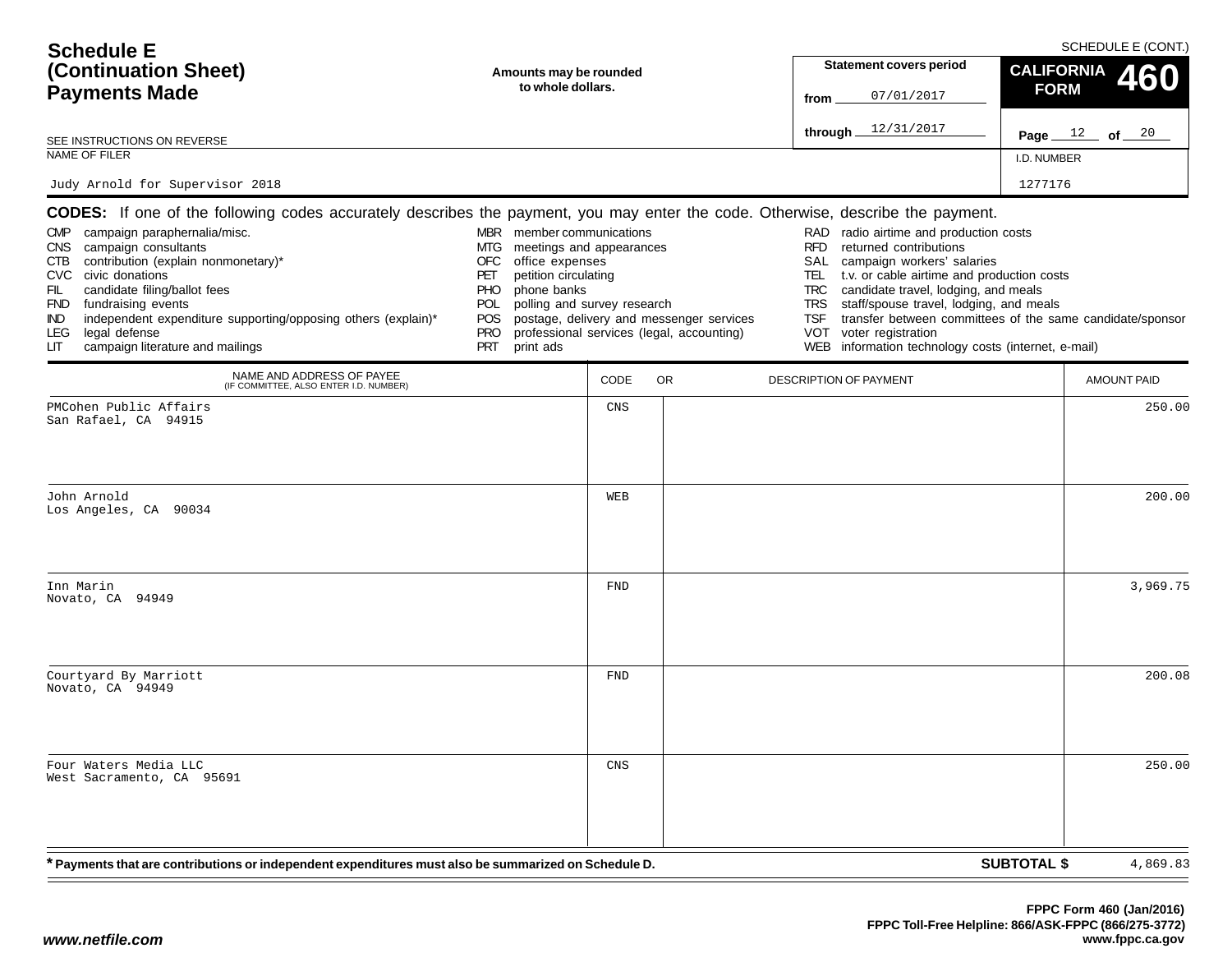# Schedule E (Continuation Sheet) Payments Made

SCHEDULE E (CONT.)

**Amounts may be rounded to whole dollars.**

| Statement covers period | |
|---|---|
| from | 07/01/2017 |
| through | 12/31/2017 |

**CALIFORNIA FORM 460**

Page 12 of 20

SEE INSTRUCTIONS ON REVERSE

NAME OF FILER: Judy Arnold for Supervisor 2018

I.D. NUMBER: 1277176

**CODES:** If one of the following codes accurately describes the payment, you may enter the code. Otherwise, describe the payment.

- CMP campaign paraphernalia/misc.
- CNS campaign consultants
- CTB contribution (explain nonmonetary)*
- CVC civic donations
- FIL candidate filing/ballot fees
- FND fundraising events
- IND independent expenditure supporting/opposing others (explain)*
- LEG legal defense
- LIT campaign literature and mailings
- MBR member communications
- MTG meetings and appearances
- OFC office expenses
- PET petition circulating
- PHO phone banks
- POL polling and survey research
- POS postage, delivery and messenger services
- PRO professional services (legal, accounting)
- PRT print ads
- RAD radio airtime and production costs
- RFD returned contributions
- SAL campaign workers' salaries
- TEL t.v. or cable airtime and production costs
- TRC candidate travel, lodging, and meals
- TRS staff/spouse travel, lodging, and meals
- TSF transfer between committees of the same candidate/sponsor
- VOT voter registration
- WEB information technology costs (internet, e-mail)

| NAME AND ADDRESS OF PAYEE (IF COMMITTEE, ALSO ENTER I.D. NUMBER) | CODE | DESCRIPTION OF PAYMENT | AMOUNT PAID |
|---|---|---|---|
| PMCohen Public Affairs<br>San Rafael, CA 94915 | CNS | | 250.00 |
| John Arnold<br>Los Angeles, CA 90034 | WEB | | 200.00 |
| Inn Marin<br>Novato, CA 94949 | FND | | 3,969.75 |
| Courtyard By Marriott<br>Novato, CA 94949 | FND | | 200.08 |
| Four Waters Media LLC<br>West Sacramento, CA 95691 | CNS | | 250.00 |

\* Payments that are contributions or independent expenditures must also be summarized on Schedule D.

**SUBTOTAL $** 4,869.83

FPPC Form 460 (Jan/2016)
FPPC Toll-Free Helpline: 866/ASK-FPPC (866/275-3772)
www.fppc.ca.gov

www.netfile.com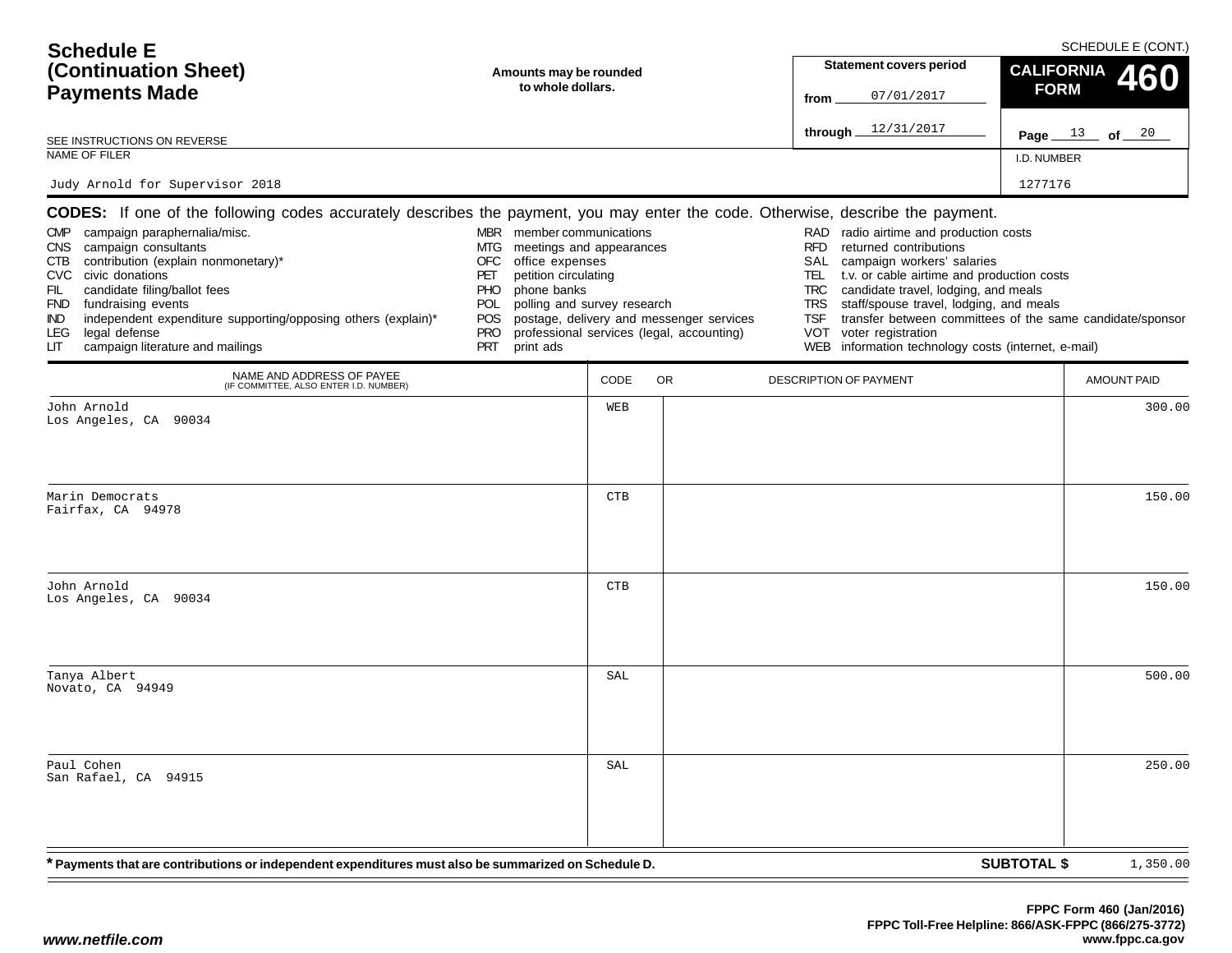# Schedule E (Continuation Sheet) Payments Made

SCHEDULE E (CONT.)

**Amounts may be rounded to whole dollars.**

SEE INSTRUCTIONS ON REVERSE

| Statement covers period | CALIFORNIA FORM 460 |
|---|---|
| from 07/01/2017 | |
| through 12/31/2017 | Page 13 of 20 |

| NAME OF FILER | I.D. NUMBER |
|---|---|
| Judy Arnold for Supervisor 2018 | 1277176 |

**CODES:** If one of the following codes accurately describes the payment, you may enter the code. Otherwise, describe the payment.

| | | | | | |
|---|---|---|---|---|---|
| CMP | campaign paraphernalia/misc. | MBR | member communications | RAD | radio airtime and production costs |
| CNS | campaign consultants | MTG | meetings and appearances | RFD | returned contributions |
| CTB | contribution (explain nonmonetary)* | OFC | office expenses | SAL | campaign workers' salaries |
| CVC | civic donations | PET | petition circulating | TEL | t.v. or cable airtime and production costs |
| FIL | candidate filing/ballot fees | PHO | phone banks | TRC | candidate travel, lodging, and meals |
| FND | fundraising events | POL | polling and survey research | TRS | staff/spouse travel, lodging, and meals |
| IND | independent expenditure supporting/opposing others (explain)* | POS | postage, delivery and messenger services | TSF | transfer between committees of the same candidate/sponsor |
| LEG | legal defense | PRO | professional services (legal, accounting) | VOT | voter registration |
| LIT | campaign literature and mailings | PRT | print ads | WEB | information technology costs (internet, e-mail) |

| NAME AND ADDRESS OF PAYEE (IF COMMITTEE, ALSO ENTER I.D. NUMBER) | CODE | OR DESCRIPTION OF PAYMENT | AMOUNT PAID |
|---|---|---|---|
| John Arnold<br>Los Angeles, CA 90034 | WEB | | 300.00 |
| Marin Democrats<br>Fairfax, CA 94978 | CTB | | 150.00 |
| John Arnold<br>Los Angeles, CA 90034 | CTB | | 150.00 |
| Tanya Albert<br>Novato, CA 94949 | SAL | | 500.00 |
| Paul Cohen<br>San Rafael, CA 94915 | SAL | | 250.00 |

**\* Payments that are contributions or independent expenditures must also be summarized on Schedule D.**

**SUBTOTAL $** 1,350.00

FPPC Form 460 (Jan/2016)
FPPC Toll-Free Helpline: 866/ASK-FPPC (866/275-3772)
www.fppc.ca.gov

www.netfile.com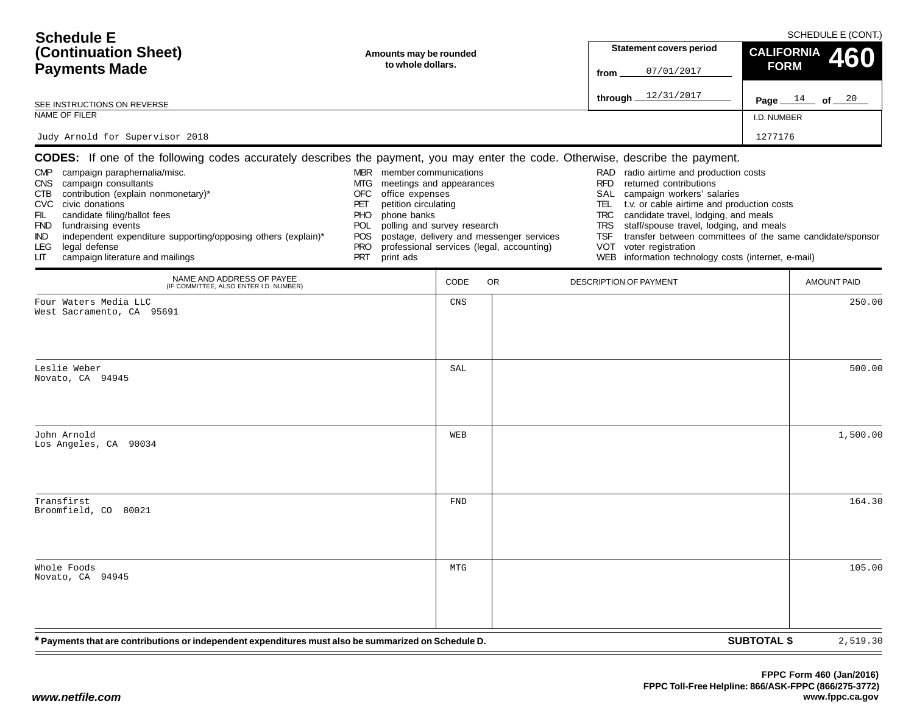# Schedule E (Continuation Sheet) Payments Made

SCHEDULE E (CONT.)

**Amounts may be rounded to whole dollars.**

| Statement covers period | |
|---|---|
| from | 07/01/2017 |
| through | 12/31/2017 |

**CALIFORNIA FORM 460**

Page 14 of 20

SEE INSTRUCTIONS ON REVERSE

NAME OF FILER: Judy Arnold for Supervisor 2018

I.D. NUMBER: 1277176

**CODES:** If one of the following codes accurately describes the payment, you may enter the code. Otherwise, describe the payment.

- CMP campaign paraphernalia/misc.
- CNS campaign consultants
- CTB contribution (explain nonmonetary)*
- CVC civic donations
- FIL candidate filing/ballot fees
- FND fundraising events
- IND independent expenditure supporting/opposing others (explain)*
- LEG legal defense
- LIT campaign literature and mailings
- MBR member communications
- MTG meetings and appearances
- OFC office expenses
- PET petition circulating
- PHO phone banks
- POL polling and survey research
- POS postage, delivery and messenger services
- PRO professional services (legal, accounting)
- PRT print ads
- RAD radio airtime and production costs
- RFD returned contributions
- SAL campaign workers' salaries
- TEL t.v. or cable airtime and production costs
- TRC candidate travel, lodging, and meals
- TRS staff/spouse travel, lodging, and meals
- TSF transfer between committees of the same candidate/sponsor
- VOT voter registration
- WEB information technology costs (internet, e-mail)

| NAME AND ADDRESS OF PAYEE (IF COMMITTEE, ALSO ENTER I.D. NUMBER) | CODE | OR DESCRIPTION OF PAYMENT | AMOUNT PAID |
|---|---|---|---|
| Four Waters Media LLC<br>West Sacramento, CA 95691 | CNS | | 250.00 |
| Leslie Weber<br>Novato, CA 94945 | SAL | | 500.00 |
| John Arnold<br>Los Angeles, CA 90034 | WEB | | 1,500.00 |
| Transfirst<br>Broomfield, CO 80021 | FND | | 164.30 |
| Whole Foods<br>Novato, CA 94945 | MTG | | 105.00 |

**\* Payments that are contributions or independent expenditures must also be summarized on Schedule D.**

**SUBTOTAL $** 2,519.30

FPPC Form 460 (Jan/2016)
FPPC Toll-Free Helpline: 866/ASK-FPPC (866/275-3772)
www.fppc.ca.gov

*www.netfile.com*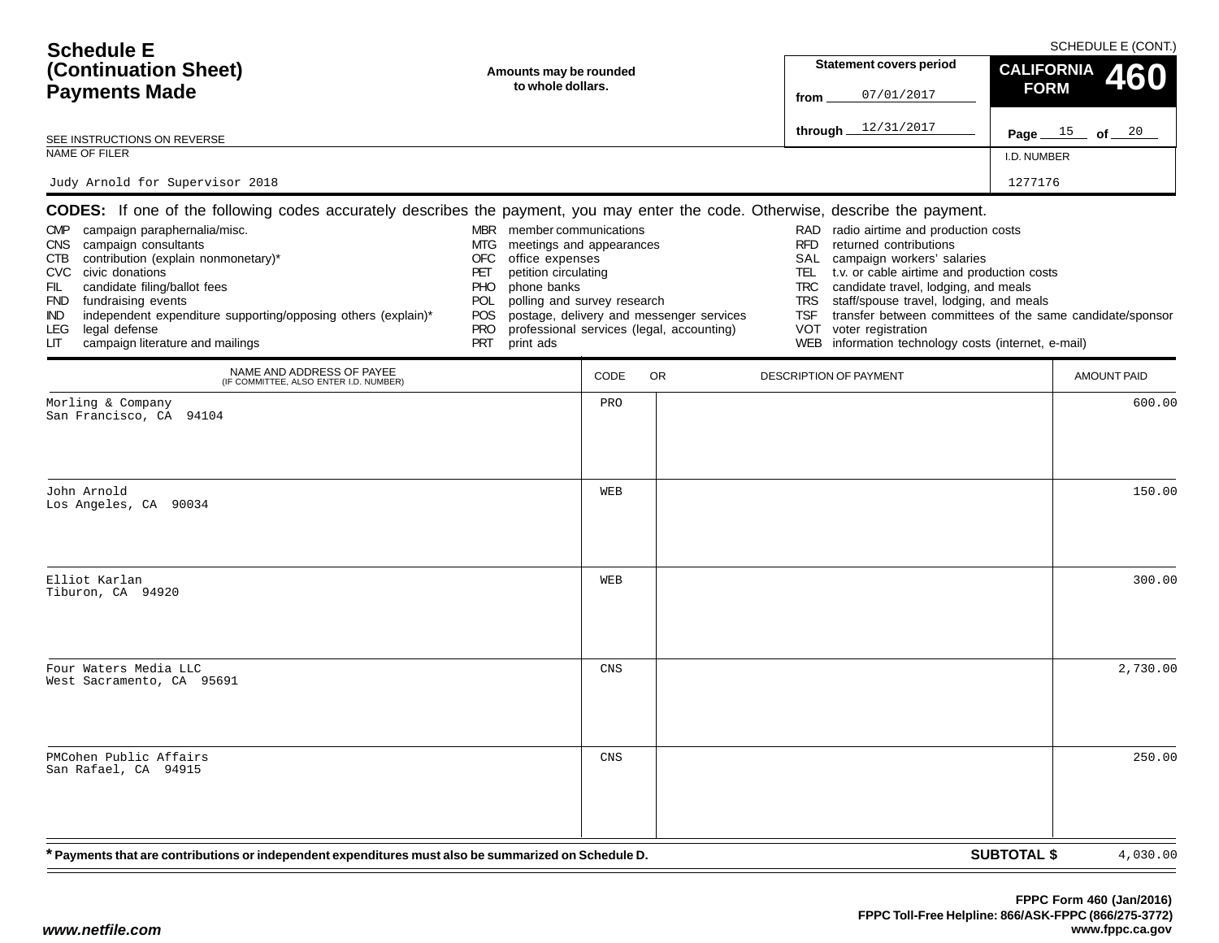# Schedule E (Continuation Sheet) Payments Made

SCHEDULE E (CONT.)

**Amounts may be rounded to whole dollars.**

SEE INSTRUCTIONS ON REVERSE

**Statement covers period**
from 07/01/2017
through 12/31/2017

**CALIFORNIA FORM 460**

Page 15 of 20

NAME OF FILER: Judy Arnold for Supervisor 2018

I.D. NUMBER: 1277176

**CODES:** If one of the following codes accurately describes the payment, you may enter the code. Otherwise, describe the payment.

- CMP campaign paraphernalia/misc.
- CNS campaign consultants
- CTB contribution (explain nonmonetary)*
- CVC civic donations
- FIL candidate filing/ballot fees
- FND fundraising events
- IND independent expenditure supporting/opposing others (explain)*
- LEG legal defense
- LIT campaign literature and mailings
- MBR member communications
- MTG meetings and appearances
- OFC office expenses
- PET petition circulating
- PHO phone banks
- POL polling and survey research
- POS postage, delivery and messenger services
- PRO professional services (legal, accounting)
- PRT print ads
- RAD radio airtime and production costs
- RFD returned contributions
- SAL campaign workers' salaries
- TEL t.v. or cable airtime and production costs
- TRC candidate travel, lodging, and meals
- TRS staff/spouse travel, lodging, and meals
- TSF transfer between committees of the same candidate/sponsor
- VOT voter registration
- WEB information technology costs (internet, e-mail)

| NAME AND ADDRESS OF PAYEE (IF COMMITTEE, ALSO ENTER I.D. NUMBER) | CODE | OR DESCRIPTION OF PAYMENT | AMOUNT PAID |
|---|---|---|---|
| Morling & Company<br>San Francisco, CA 94104 | PRO | | 600.00 |
| John Arnold<br>Los Angeles, CA 90034 | WEB | | 150.00 |
| Elliot Karlan<br>Tiburon, CA 94920 | WEB | | 300.00 |
| Four Waters Media LLC<br>West Sacramento, CA 95691 | CNS | | 2,730.00 |
| PMCohen Public Affairs<br>San Rafael, CA 94915 | CNS | | 250.00 |

**\* Payments that are contributions or independent expenditures must also be summarized on Schedule D.**

**SUBTOTAL $** 4,030.00

FPPC Form 460 (Jan/2016)
FPPC Toll-Free Helpline: 866/ASK-FPPC (866/275-3772)
www.fppc.ca.gov

www.netfile.com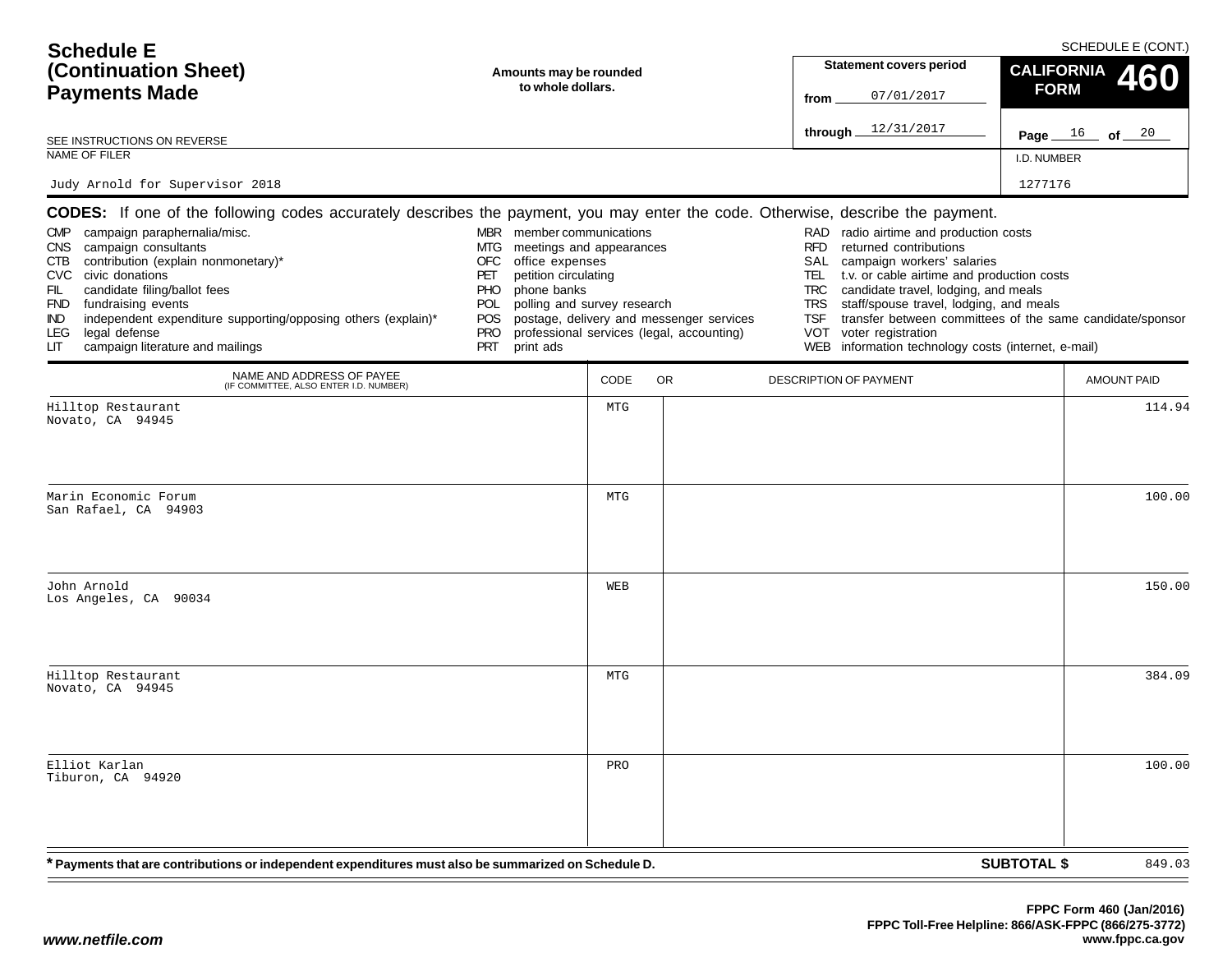# Schedule E (Continuation Sheet) Payments Made

SCHEDULE E (CONT.)

**Amounts may be rounded to whole dollars.**

| Statement covers period | |
|---|---|
| from | 07/01/2017 |
| through | 12/31/2017 |

**CALIFORNIA FORM 460**

Page 16 of 20

SEE INSTRUCTIONS ON REVERSE

NAME OF FILER: Judy Arnold for Supervisor 2018

I.D. NUMBER: 1277176

**CODES:** If one of the following codes accurately describes the payment, you may enter the code. Otherwise, describe the payment.

- CMP campaign paraphernalia/misc.
- CNS campaign consultants
- CTB contribution (explain nonmonetary)*
- CVC civic donations
- FIL candidate filing/ballot fees
- FND fundraising events
- IND independent expenditure supporting/opposing others (explain)*
- LEG legal defense
- LIT campaign literature and mailings
- MBR member communications
- MTG meetings and appearances
- OFC office expenses
- PET petition circulating
- PHO phone banks
- POL polling and survey research
- POS postage, delivery and messenger services
- PRO professional services (legal, accounting)
- PRT print ads
- RAD radio airtime and production costs
- RFD returned contributions
- SAL campaign workers' salaries
- TEL t.v. or cable airtime and production costs
- TRC candidate travel, lodging, and meals
- TRS staff/spouse travel, lodging, and meals
- TSF transfer between committees of the same candidate/sponsor
- VOT voter registration
- WEB information technology costs (internet, e-mail)

| NAME AND ADDRESS OF PAYEE (IF COMMITTEE, ALSO ENTER I.D. NUMBER) | CODE | OR DESCRIPTION OF PAYMENT | AMOUNT PAID |
|---|---|---|---|
| Hilltop Restaurant<br>Novato, CA 94945 | MTG | | 114.94 |
| Marin Economic Forum<br>San Rafael, CA 94903 | MTG | | 100.00 |
| John Arnold<br>Los Angeles, CA 90034 | WEB | | 150.00 |
| Hilltop Restaurant<br>Novato, CA 94945 | MTG | | 384.09 |
| Elliot Karlan<br>Tiburon, CA 94920 | PRO | | 100.00 |

\* Payments that are contributions or independent expenditures must also be summarized on Schedule D.

**SUBTOTAL $** 849.03

FPPC Form 460 (Jan/2016)
FPPC Toll-Free Helpline: 866/ASK-FPPC (866/275-3772)
www.fppc.ca.gov

www.netfile.com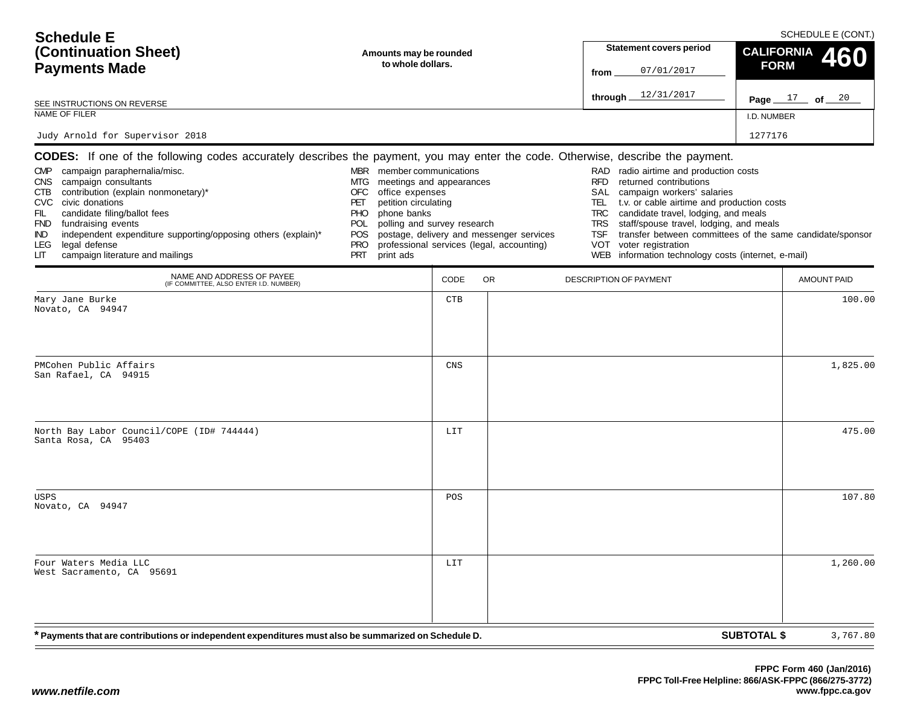# Schedule E (Continuation Sheet) Payments Made

SCHEDULE E (CONT.)

**Amounts may be rounded to whole dollars.**

**Statement covers period**
from 07/01/2017
through 12/31/2017

**CALIFORNIA FORM 460**

Page 17 of 20

SEE INSTRUCTIONS ON REVERSE

NAME OF FILER: Judy Arnold for Supervisor 2018

I.D. NUMBER: 1277176

**CODES:** If one of the following codes accurately describes the payment, you may enter the code. Otherwise, describe the payment.

- CMP campaign paraphernalia/misc.
- CNS campaign consultants
- CTB contribution (explain nonmonetary)*
- CVC civic donations
- FIL candidate filing/ballot fees
- FND fundraising events
- IND independent expenditure supporting/opposing others (explain)*
- LEG legal defense
- LIT campaign literature and mailings
- MBR member communications
- MTG meetings and appearances
- OFC office expenses
- PET petition circulating
- PHO phone banks
- POL polling and survey research
- POS postage, delivery and messenger services
- PRO professional services (legal, accounting)
- PRT print ads
- RAD radio airtime and production costs
- RFD returned contributions
- SAL campaign workers' salaries
- TEL t.v. or cable airtime and production costs
- TRC candidate travel, lodging, and meals
- TRS staff/spouse travel, lodging, and meals
- TSF transfer between committees of the same candidate/sponsor
- VOT voter registration
- WEB information technology costs (internet, e-mail)

| NAME AND ADDRESS OF PAYEE (IF COMMITTEE, ALSO ENTER I.D. NUMBER) | CODE | OR DESCRIPTION OF PAYMENT | AMOUNT PAID |
|---|---|---|---|
| Mary Jane Burke<br>Novato, CA 94947 | CTB | | 100.00 |
| PMCohen Public Affairs<br>San Rafael, CA 94915 | CNS | | 1,825.00 |
| North Bay Labor Council/COPE (ID# 744444)<br>Santa Rosa, CA 95403 | LIT | | 475.00 |
| USPS<br>Novato, CA 94947 | POS | | 107.80 |
| Four Waters Media LLC<br>West Sacramento, CA 95691 | LIT | | 1,260.00 |

**\* Payments that are contributions or independent expenditures must also be summarized on Schedule D.**

**SUBTOTAL $** 3,767.80

FPPC Form 460 (Jan/2016)
FPPC Toll-Free Helpline: 866/ASK-FPPC (866/275-3772)
www.fppc.ca.gov

*www.netfile.com*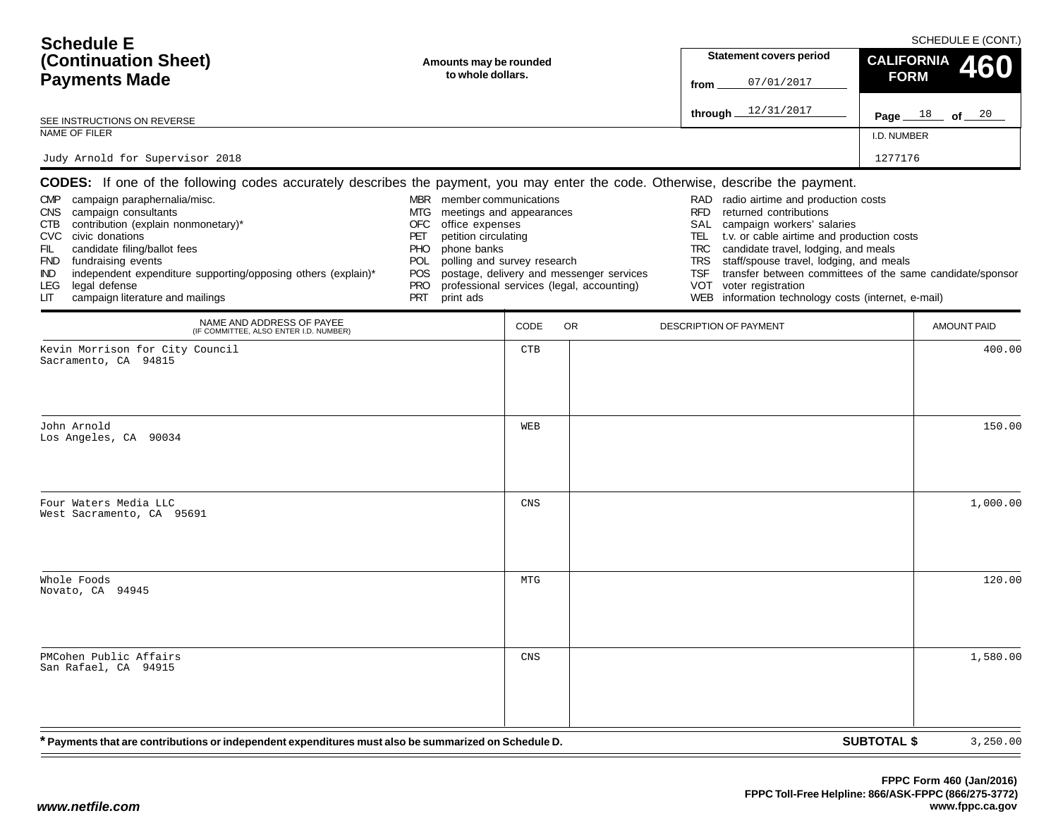# Schedule E (Continuation Sheet) Payments Made

SCHEDULE E (CONT.)

**Amounts may be rounded to whole dollars.**

SEE INSTRUCTIONS ON REVERSE

| Statement covers period | CALIFORNIA FORM 460 |
|---|---|
| from 07/01/2017 | |
| through 12/31/2017 | Page 18 of 20 |

| NAME OF FILER | I.D. NUMBER |
|---|---|
| Judy Arnold for Supervisor 2018 | 1277176 |

**CODES:** If one of the following codes accurately describes the payment, you may enter the code. Otherwise, describe the payment.

- CMP campaign paraphernalia/misc.
- CNS campaign consultants
- CTB contribution (explain nonmonetary)*
- CVC civic donations
- FIL candidate filing/ballot fees
- FND fundraising events
- IND independent expenditure supporting/opposing others (explain)*
- LEG legal defense
- LIT campaign literature and mailings
- MBR member communications
- MTG meetings and appearances
- OFC office expenses
- PET petition circulating
- PHO phone banks
- POL polling and survey research
- POS postage, delivery and messenger services
- PRO professional services (legal, accounting)
- PRT print ads
- RAD radio airtime and production costs
- RFD returned contributions
- SAL campaign workers' salaries
- TEL t.v. or cable airtime and production costs
- TRC candidate travel, lodging, and meals
- TRS staff/spouse travel, lodging, and meals
- TSF transfer between committees of the same candidate/sponsor
- VOT voter registration
- WEB information technology costs (internet, e-mail)

| NAME AND ADDRESS OF PAYEE (IF COMMITTEE, ALSO ENTER I.D. NUMBER) | CODE | OR DESCRIPTION OF PAYMENT | AMOUNT PAID |
|---|---|---|---|
| Kevin Morrison for City Council<br>Sacramento, CA 94815 | CTB | | 400.00 |
| John Arnold<br>Los Angeles, CA 90034 | WEB | | 150.00 |
| Four Waters Media LLC<br>West Sacramento, CA 95691 | CNS | | 1,000.00 |
| Whole Foods<br>Novato, CA 94945 | MTG | | 120.00 |
| PMCohen Public Affairs<br>San Rafael, CA 94915 | CNS | | 1,580.00 |

**\* Payments that are contributions or independent expenditures must also be summarized on Schedule D.** **SUBTOTAL $** 3,250.00

**FPPC Form 460 (Jan/2016)**
**FPPC Toll-Free Helpline: 866/ASK-FPPC (866/275-3772)**
**www.fppc.ca.gov**

***www.netfile.com***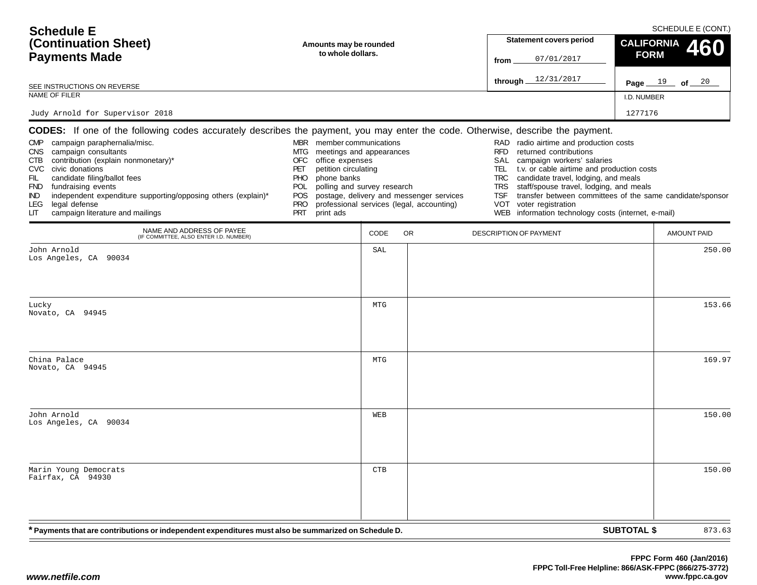# Schedule E (Continuation Sheet) Payments Made

SCHEDULE E (CONT.)

**Amounts may be rounded to whole dollars.**

**Statement covers period**
from 07/01/2017
through 12/31/2017

**CALIFORNIA FORM 460**

Page 19 of 20

SEE INSTRUCTIONS ON REVERSE

NAME OF FILER: Judy Arnold for Supervisor 2018

I.D. NUMBER: 1277176

**CODES:** If one of the following codes accurately describes the payment, you may enter the code. Otherwise, describe the payment.

- CMP campaign paraphernalia/misc.
- CNS campaign consultants
- CTB contribution (explain nonmonetary)*
- CVC civic donations
- FIL candidate filing/ballot fees
- FND fundraising events
- IND independent expenditure supporting/opposing others (explain)*
- LEG legal defense
- LIT campaign literature and mailings
- MBR member communications
- MTG meetings and appearances
- OFC office expenses
- PET petition circulating
- PHO phone banks
- POL polling and survey research
- POS postage, delivery and messenger services
- PRO professional services (legal, accounting)
- PRT print ads
- RAD radio airtime and production costs
- RFD returned contributions
- SAL campaign workers' salaries
- TEL t.v. or cable airtime and production costs
- TRC candidate travel, lodging, and meals
- TRS staff/spouse travel, lodging, and meals
- TSF transfer between committees of the same candidate/sponsor
- VOT voter registration
- WEB information technology costs (internet, e-mail)

| NAME AND ADDRESS OF PAYEE (IF COMMITTEE, ALSO ENTER I.D. NUMBER) | CODE | OR DESCRIPTION OF PAYMENT | AMOUNT PAID |
|---|---|---|---|
| John Arnold<br>Los Angeles, CA 90034 | SAL | | 250.00 |
| Lucky<br>Novato, CA 94945 | MTG | | 153.66 |
| China Palace<br>Novato, CA 94945 | MTG | | 169.97 |
| John Arnold<br>Los Angeles, CA 90034 | WEB | | 150.00 |
| Marin Young Democrats<br>Fairfax, CA 94930 | CTB | | 150.00 |

*** Payments that are contributions or independent expenditures must also be summarized on Schedule D.**

**SUBTOTAL $** 873.63

FPPC Form 460 (Jan/2016)
FPPC Toll-Free Helpline: 866/ASK-FPPC (866/275-3772)
www.fppc.ca.gov

www.netfile.com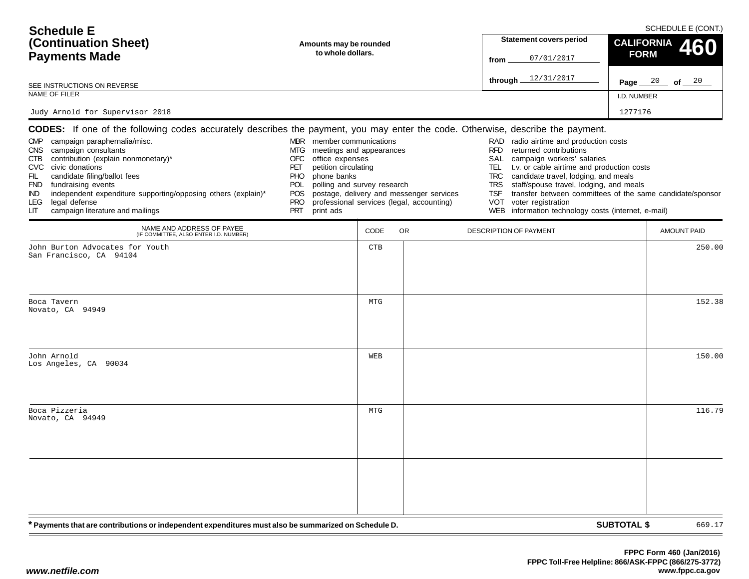SCHEDULE E (CONT.)

# Schedule E (Continuation Sheet) Payments Made

**Amounts may be rounded to whole dollars.**

| Statement covers period | |
|---|---|
| from | 07/01/2017 |
| through | 12/31/2017 |

**CALIFORNIA FORM 460**

SEE INSTRUCTIONS ON REVERSE

NAME OF FILER: Judy Arnold for Supervisor 2018

I.D. NUMBER: 1277176

**CODES:** If one of the following codes accurately describes the payment, you may enter the code. Otherwise, describe the payment.

- CMP campaign paraphernalia/misc.
- CNS campaign consultants
- CTB contribution (explain nonmonetary)*
- CVC civic donations
- FIL candidate filing/ballot fees
- FND fundraising events
- IND independent expenditure supporting/opposing others (explain)*
- LEG legal defense
- LIT campaign literature and mailings
- MBR member communications
- MTG meetings and appearances
- OFC office expenses
- PET petition circulating
- PHO phone banks
- POL polling and survey research
- POS postage, delivery and messenger services
- PRO professional services (legal, accounting)
- PRT print ads
- RAD radio airtime and production costs
- RFD returned contributions
- SAL campaign workers' salaries
- TEL t.v. or cable airtime and production costs
- TRC candidate travel, lodging, and meals
- TRS staff/spouse travel, lodging, and meals
- TSF transfer between committees of the same candidate/sponsor
- VOT voter registration
- WEB information technology costs (internet, e-mail)

| NAME AND ADDRESS OF PAYEE (IF COMMITTEE, ALSO ENTER I.D. NUMBER) | CODE | OR DESCRIPTION OF PAYMENT | AMOUNT PAID |
|---|---|---|---|
| John Burton Advocates for Youth<br>San Francisco, CA 94104 | CTB | | 250.00 |
| Boca Tavern<br>Novato, CA 94949 | MTG | | 152.38 |
| John Arnold<br>Los Angeles, CA 90034 | WEB | | 150.00 |
| Boca Pizzeria<br>Novato, CA 94949 | MTG | | 116.79 |
| | | | |

**\* Payments that are contributions or independent expenditures must also be summarized on Schedule D.**

**SUBTOTAL $** 669.17

**FPPC Form 460 (Jan/2016)**
**FPPC Toll-Free Helpline: 866/ASK-FPPC (866/275-3772)**
**www.fppc.ca.gov**

***www.netfile.com***